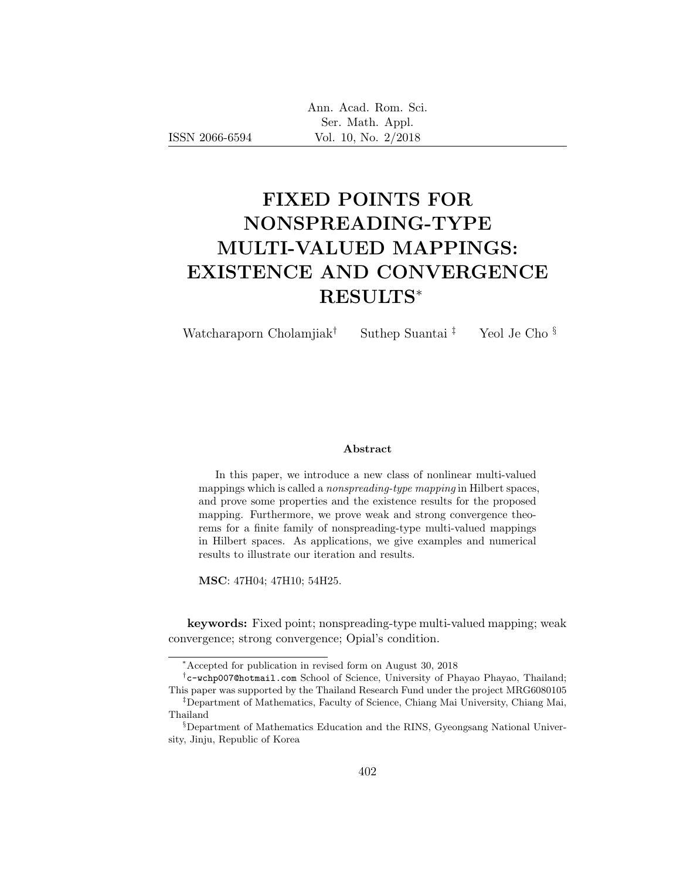# FIXED POINTS FOR NONSPREADING-TYPE MULTI-VALUED MAPPINGS: EXISTENCE AND CONVERGENCE RESULTS*

Watcharaporn Cholamjiak[†] Suthep Suantai[‡] Yeol Je Cho[§]

### Abstract

In this paper, we introduce a new class of nonlinear multi-valued mappings which is called a *nonspreading-type mapping* in Hilbert spaces, and prove some properties and the existence results for the proposed mapping. Furthermore, we prove weak and strong convergence theorems for a finite family of nonspreading-type multi-valued mappings in Hilbert spaces. As applications, we give examples and numerical results to illustrate our iteration and results.

**MSC**: 47H04; 47H10; 54H25.

**keywords:** Fixed point; nonspreading-type multi-valued mapping; weak convergence; strong convergence; Opial's condition.

---

*Accepted for publication in revised form on August 30, 2018

[†] c-wchp007@hotmail.com School of Science, University of Phayao Phayao, Thailand; This paper was supported by the Thailand Research Fund under the project MRG6080105

[‡] Department of Mathematics, Faculty of Science, Chiang Mai University, Chiang Mai, Thailand

[§] Department of Mathematics Education and the RINS, Gyeongsang National University, Jinju, Republic of Korea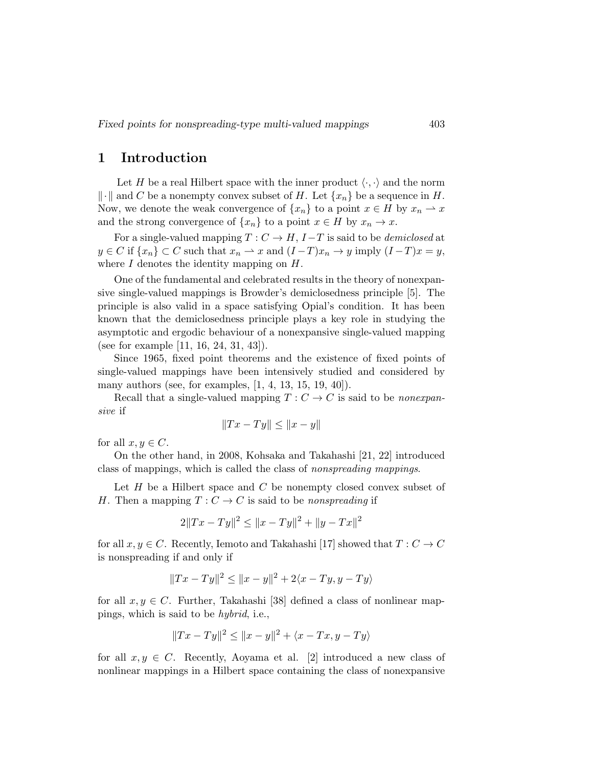# 1 Introduction

Let $H$ be a real Hilbert space with the inner product $\langle \cdot, \cdot \rangle$ and the norm $\|\cdot\|$ and $C$ be a nonempty convex subset of $H$. Let $\{x_n\}$ be a sequence in $H$. Now, we denote the weak convergence of $\{x_n\}$ to a point $x \in H$ by $x_n \rightharpoonup x$ and the strong convergence of $\{x_n\}$ to a point $x \in H$ by $x_n \to x$.

For a single-valued mapping $T : C \to H$, $I - T$ is said to be *demiclosed* at $y \in C$ if $\{x_n\} \subset C$ such that $x_n \rightharpoonup x$ and $(I-T)x_n \to y$ imply $(I-T)x = y$, where $I$ denotes the identity mapping on $H$.

One of the fundamental and celebrated results in the theory of nonexpansive single-valued mappings is Browder's demiclosedness principle [5]. The principle is also valid in a space satisfying Opial's condition. It has been known that the demiclosedness principle plays a key role in studying the asymptotic and ergodic behaviour of a nonexpansive single-valued mapping (see for example [11, 16, 24, 31, 43]).

Since 1965, fixed point theorems and the existence of fixed points of single-valued mappings have been intensively studied and considered by many authors (see, for examples, [1, 4, 13, 15, 19, 40]).

Recall that a single-valued mapping $T : C \to C$ is said to be *nonexpansive* if

$$\|Tx - Ty\| \leq \|x - y\|$$

for all $x, y \in C$.

On the other hand, in 2008, Kohsaka and Takahashi [21, 22] introduced class of mappings, which is called the class of *nonspreading mappings*.

Let $H$ be a Hilbert space and $C$ be nonempty closed convex subset of $H$. Then a mapping $T : C \to C$ is said to be *nonspreading* if

$$2\|Tx - Ty\|^2 \leq \|x - Ty\|^2 + \|y - Tx\|^2$$

for all $x, y \in C$. Recently, Iemoto and Takahashi [17] showed that $T : C \to C$ is nonspreading if and only if

$$\|Tx - Ty\|^2 \leq \|x - y\|^2 + 2\langle x - Ty, y - Ty\rangle$$

for all $x, y \in C$. Further, Takahashi [38] defined a class of nonlinear mappings, which is said to be *hybrid*, i.e.,

$$\|Tx - Ty\|^2 \leq \|x - y\|^2 + \langle x - Tx, y - Ty\rangle$$

for all $x, y \in C$. Recently, Aoyama et al. [2] introduced a new class of nonlinear mappings in a Hilbert space containing the class of nonexpansive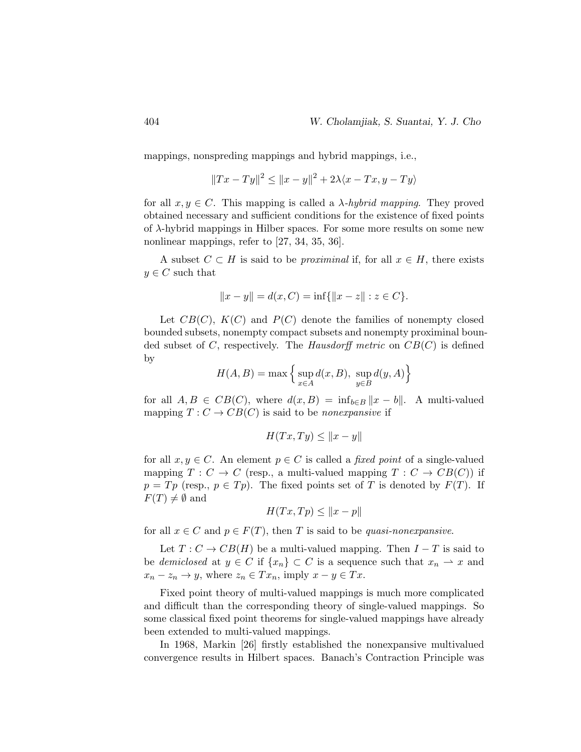mappings, nonspreding mappings and hybrid mappings, i.e.,

$$\|Tx - Ty\|^2 \leq \|x - y\|^2 + 2\lambda\langle x - Tx, y - Ty\rangle$$

for all $x, y \in C$. This mapping is called a *$\lambda$-hybrid mapping*. They proved obtained necessary and sufficient conditions for the existence of fixed points of $\lambda$-hybrid mappings in Hilber spaces. For some more results on some new nonlinear mappings, refer to [27, 34, 35, 36].

A subset $C \subset H$ is said to be *proximinal* if, for all $x \in H$, there exists $y \in C$ such that

$$\|x - y\| = d(x, C) = \inf\{\|x - z\| : z \in C\}.$$

Let $CB(C)$, $K(C)$ and $P(C)$ denote the families of nonempty closed bounded subsets, nonempty compact subsets and nonempty proximinal bounded subset of $C$, respectively. The *Hausdorff metric* on $CB(C)$ is defined by

$$H(A, B) = \max\Big\{\sup_{x\in A} d(x, B),\ \sup_{y\in B} d(y, A)\Big\}$$

for all $A, B \in CB(C)$, where $d(x, B) = \inf_{b\in B}\|x - b\|$. A multi-valued mapping $T : C \to CB(C)$ is said to be *nonexpansive* if

$$H(Tx, Ty) \leq \|x - y\|$$

for all $x, y \in C$. An element $p \in C$ is called a *fixed point* of a single-valued mapping $T : C \to C$ (resp., a multi-valued mapping $T : C \to CB(C)$) if $p = Tp$ (resp., $p \in Tp$). The fixed points set of $T$ is denoted by $F(T)$. If $F(T) \neq \emptyset$ and

$$H(Tx, Tp) \leq \|x - p\|$$

for all $x \in C$ and $p \in F(T)$, then $T$ is said to be *quasi-nonexpansive*.

Let $T : C \to CB(H)$ be a multi-valued mapping. Then $I - T$ is said to be *demiclosed* at $y \in C$ if $\{x_n\} \subset C$ is a sequence such that $x_n \rightharpoonup x$ and $x_n - z_n \to y$, where $z_n \in Tx_n$, imply $x - y \in Tx$.

Fixed point theory of multi-valued mappings is much more complicated and difficult than the corresponding theory of single-valued mappings. So some classical fixed point theorems for single-valued mappings have already been extended to multi-valued mappings.

In 1968, Markin [26] firstly established the nonexpansive multivalued convergence results in Hilbert spaces. Banach's Contraction Principle was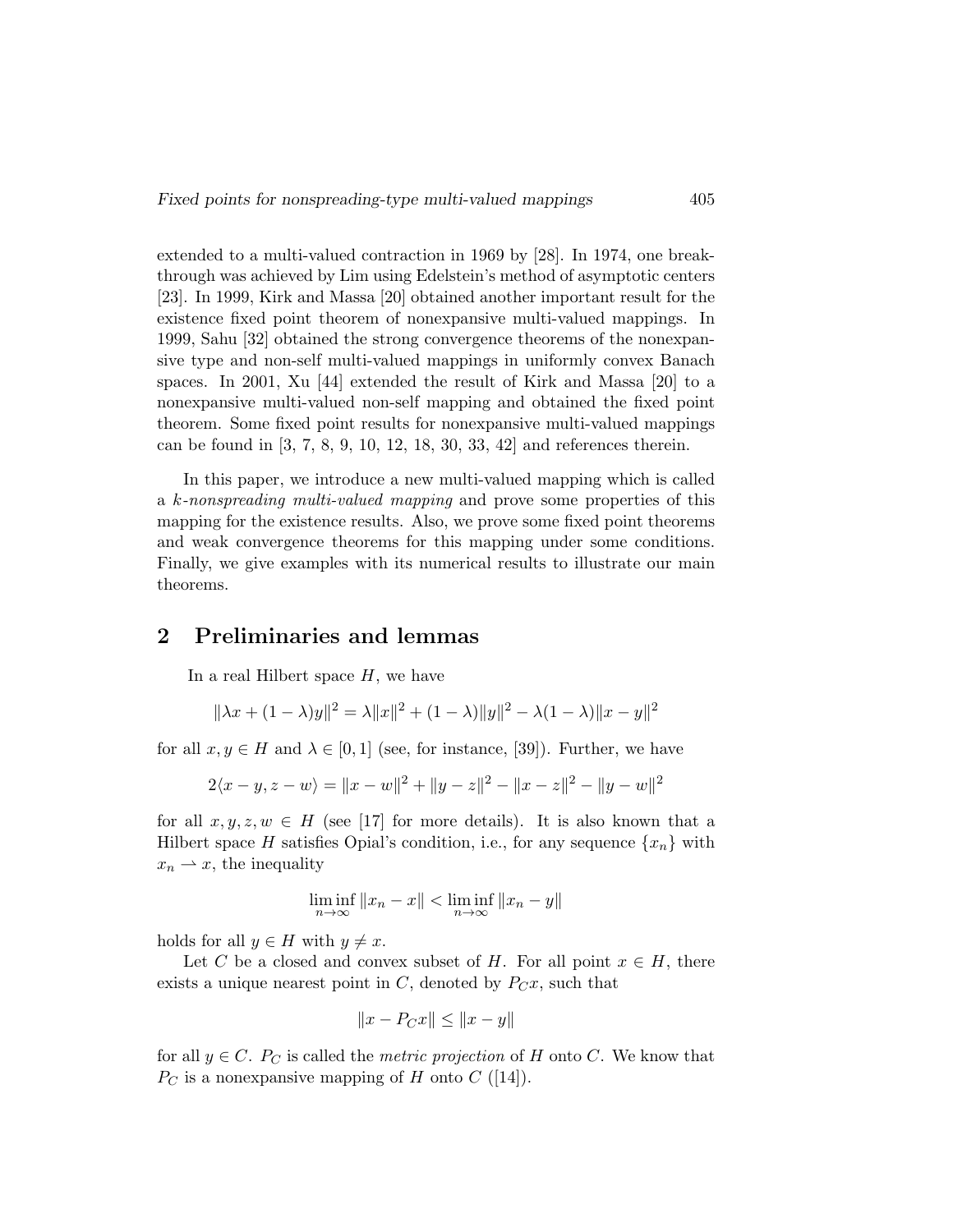extended to a multi-valued contraction in 1969 by [28]. In 1974, one breakthrough was achieved by Lim using Edelstein's method of asymptotic centers [23]. In 1999, Kirk and Massa [20] obtained another important result for the existence fixed point theorem of nonexpansive multi-valued mappings. In 1999, Sahu [32] obtained the strong convergence theorems of the nonexpansive type and non-self multi-valued mappings in uniformly convex Banach spaces. In 2001, Xu [44] extended the result of Kirk and Massa [20] to a nonexpansive multi-valued non-self mapping and obtained the fixed point theorem. Some fixed point results for nonexpansive multi-valued mappings can be found in [3, 7, 8, 9, 10, 12, 18, 30, 33, 42] and references therein.

In this paper, we introduce a new multi-valued mapping which is called a *k-nonspreading multi-valued mapping* and prove some properties of this mapping for the existence results. Also, we prove some fixed point theorems and weak convergence theorems for this mapping under some conditions. Finally, we give examples with its numerical results to illustrate our main theorems.

## 2 Preliminaries and lemmas

In a real Hilbert space $H$, we have

$$\|\lambda x + (1-\lambda)y\|^2 = \lambda\|x\|^2 + (1-\lambda)\|y\|^2 - \lambda(1-\lambda)\|x-y\|^2$$

for all $x, y \in H$ and $\lambda \in [0,1]$ (see, for instance, [39]). Further, we have

$$2\langle x-y, z-w\rangle = \|x-w\|^2 + \|y-z\|^2 - \|x-z\|^2 - \|y-w\|^2$$

for all $x, y, z, w \in H$ (see [17] for more details). It is also known that a Hilbert space $H$ satisfies Opial's condition, i.e., for any sequence $\{x_n\}$ with $x_n \rightharpoonup x$, the inequality

$$\liminf_{n\to\infty} \|x_n - x\| < \liminf_{n\to\infty} \|x_n - y\|$$

holds for all $y \in H$ with $y \neq x$.

Let $C$ be a closed and convex subset of $H$. For all point $x \in H$, there exists a unique nearest point in $C$, denoted by $P_C x$, such that

$$\|x - P_C x\| \leq \|x - y\|$$

for all $y \in C$. $P_C$ is called the *metric projection* of $H$ onto $C$. We know that $P_C$ is a nonexpansive mapping of $H$ onto $C$ ([14]).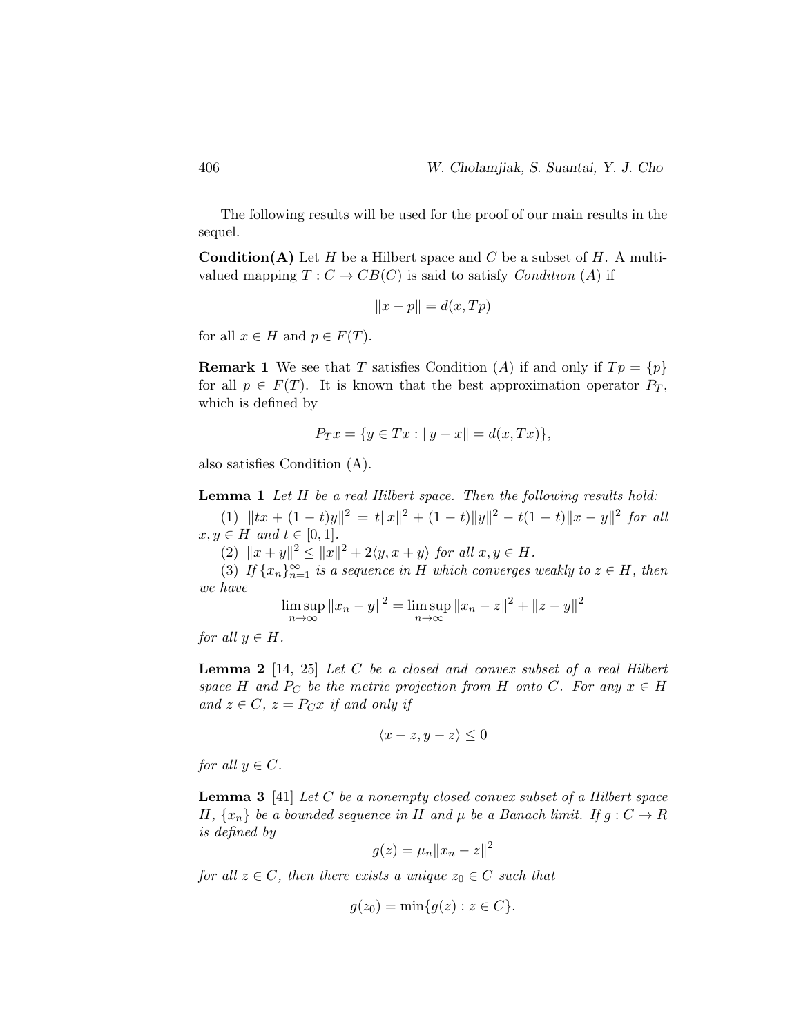The following results will be used for the proof of our main results in the sequel.

**Condition(A)** Let $H$ be a Hilbert space and $C$ be a subset of $H$. A multi-valued mapping $T : C \to CB(C)$ is said to satisfy *Condition (A)* if

$$\|x - p\| = d(x, Tp)$$

for all $x \in H$ and $p \in F(T)$.

**Remark 1** We see that $T$ satisfies Condition $(A)$ if and only if $Tp = \{p\}$ for all $p \in F(T)$. It is known that the best approximation operator $P_T$, which is defined by

$$P_T x = \{y \in Tx : \|y - x\| = d(x, Tx)\},$$

also satisfies Condition (A).

**Lemma 1** *Let $H$ be a real Hilbert space. Then the following results hold:*

(1) $\|tx + (1-t)y\|^2 = t\|x\|^2 + (1-t)\|y\|^2 - t(1-t)\|x - y\|^2$ *for all* $x, y \in H$ *and* $t \in [0, 1]$.

(2) $\|x + y\|^2 \leq \|x\|^2 + 2\langle y, x + y\rangle$ *for all* $x, y \in H$.

(3) *If* $\{x_n\}_{n=1}^{\infty}$ *is a sequence in* $H$ *which converges weakly to* $z \in H$, *then we have*

$$\limsup_{n\to\infty} \|x_n - y\|^2 = \limsup_{n\to\infty} \|x_n - z\|^2 + \|z - y\|^2$$

*for all* $y \in H$.

**Lemma 2** [14, 25] *Let $C$ be a closed and convex subset of a real Hilbert space $H$ and $P_C$ be the metric projection from $H$ onto $C$. For any $x \in H$ and $z \in C$, $z = P_C x$ if and only if*

$$\langle x - z, y - z\rangle \leq 0$$

*for all* $y \in C$.

**Lemma 3** [41] *Let $C$ be a nonempty closed convex subset of a Hilbert space $H$, $\{x_n\}$ be a bounded sequence in $H$ and $\mu$ be a Banach limit. If $g : C \to R$ is defined by*

$$g(z) = \mu_n \|x_n - z\|^2$$

*for all $z \in C$, then there exists a unique $z_0 \in C$ such that*

$$g(z_0) = \min\{g(z) : z \in C\}.$$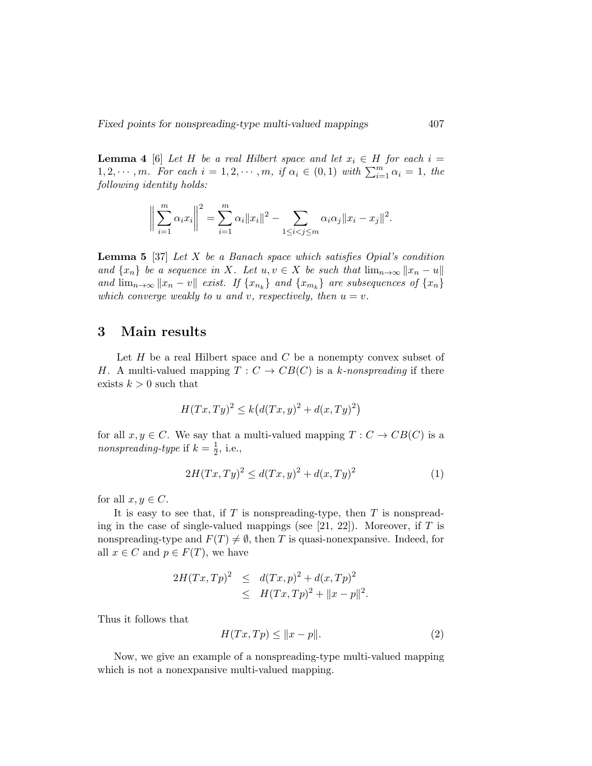**Lemma 4** [6] *Let $H$ be a real Hilbert space and let $x_i \in H$ for each $i = 1, 2, \cdots, m$. For each $i = 1, 2, \cdots, m$, if $\alpha_i \in (0, 1)$ with $\sum_{i=1}^{m} \alpha_i = 1$, the following identity holds:*

$$\Big\| \sum_{i=1}^{m} \alpha_i x_i \Big\|^2 = \sum_{i=1}^{m} \alpha_i \|x_i\|^2 - \sum_{1 \leq i < j \leq m} \alpha_i \alpha_j \|x_i - x_j\|^2.$$

**Lemma 5** [37] *Let $X$ be a Banach space which satisfies Opial's condition and $\{x_n\}$ be a sequence in $X$. Let $u, v \in X$ be such that $\lim_{n\to\infty} \|x_n - u\|$ and $\lim_{n\to\infty} \|x_n - v\|$ exist. If $\{x_{n_k}\}$ and $\{x_{m_k}\}$ are subsequences of $\{x_n\}$ which converge weakly to $u$ and $v$, respectively, then $u = v$.*

# 3 Main results

Let $H$ be a real Hilbert space and $C$ be a nonempty convex subset of $H$. A multi-valued mapping $T : C \to CB(C)$ is a *$k$-nonspreading* if there exists $k > 0$ such that

$$H(Tx, Ty)^2 \leq k\big(d(Tx, y)^2 + d(x, Ty)^2\big)$$

for all $x, y \in C$. We say that a multi-valued mapping $T : C \to CB(C)$ is a *nonspreading-type* if $k = \frac{1}{2}$, i.e.,

$$2H(Tx, Ty)^2 \leq d(Tx, y)^2 + d(x, Ty)^2 \tag{1}$$

for all $x, y \in C$.

It is easy to see that, if $T$ is nonspreading-type, then $T$ is nonspreading in the case of single-valued mappings (see [21, 22]). Moreover, if $T$ is nonspreading-type and $F(T) \neq \emptyset$, then $T$ is quasi-nonexpansive. Indeed, for all $x \in C$ and $p \in F(T)$, we have

$$\begin{aligned} 2H(Tx, Tp)^2 &\leq d(Tx, p)^2 + d(x, Tp)^2 \\ &\leq H(Tx, Tp)^2 + \|x - p\|^2. \end{aligned}$$

Thus it follows that

$$H(Tx, Tp) \leq \|x - p\|. \tag{2}$$

Now, we give an example of a nonspreading-type multi-valued mapping which is not a nonexpansive multi-valued mapping.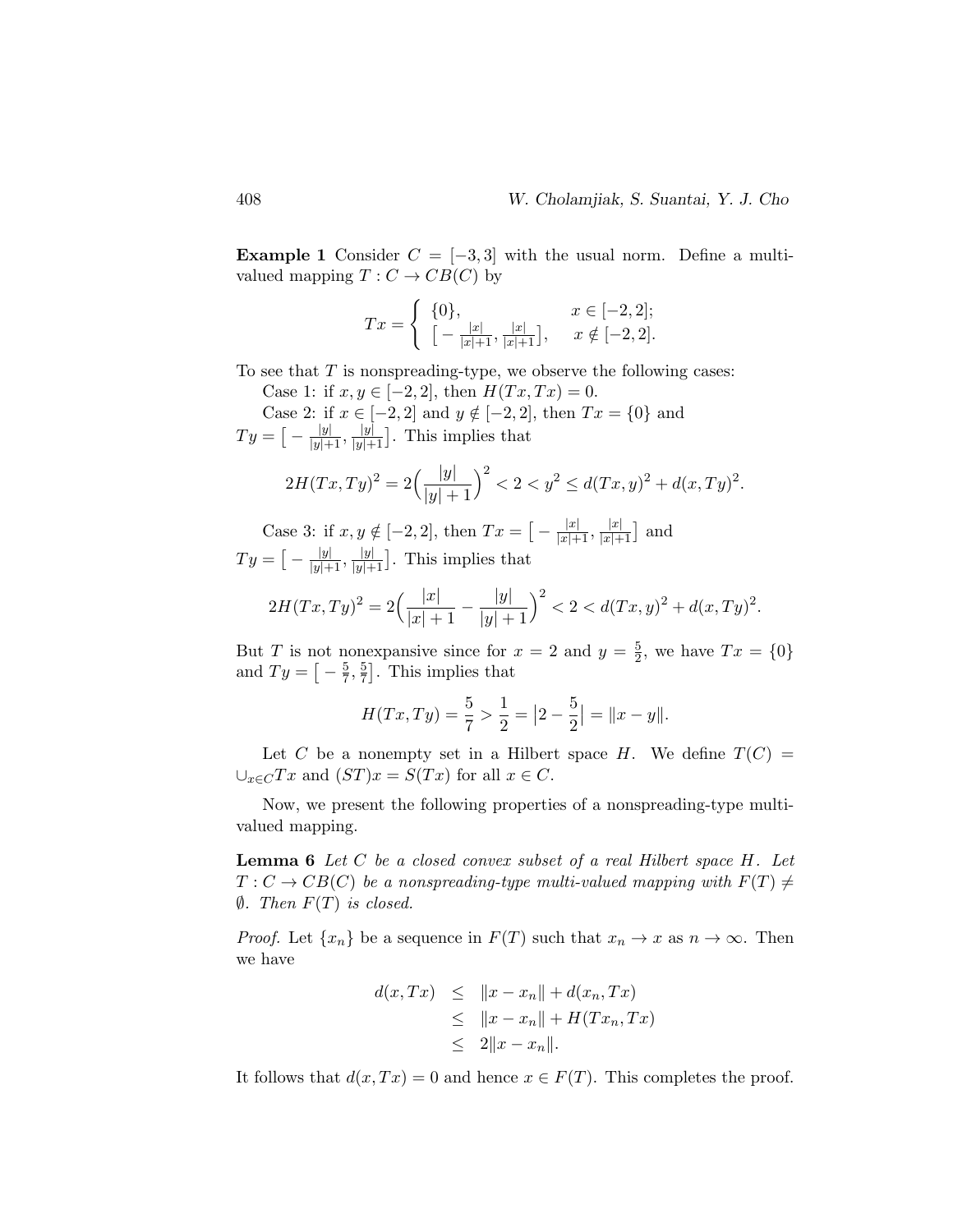**Example 1** Consider $C = [-3, 3]$ with the usual norm. Define a multi-valued mapping $T : C \to CB(C)$ by

$$
Tx = \begin{cases} \{0\}, & x \in [-2, 2]; \\ \left[ -\frac{|x|}{|x|+1}, \frac{|x|}{|x|+1} \right], & x \notin [-2, 2]. \end{cases}
$$

To see that $T$ is nonspreading-type, we observe the following cases:

Case 1: if $x, y \in [-2, 2]$, then $H(Tx, Tx) = 0$.

Case 2: if $x \in [-2, 2]$ and $y \notin [-2, 2]$, then $Tx = \{0\}$ and $Ty = \left[ -\frac{|y|}{|y|+1}, \frac{|y|}{|y|+1} \right]$. This implies that

$$
2H(Tx, Ty)^2 = 2\Big( \frac{|y|}{|y|+1} \Big)^2 < 2 < y^2 \leq d(Tx, y)^2 + d(x, Ty)^2.
$$

Case 3: if $x, y \notin [-2, 2]$, then $Tx = \left[ -\frac{|x|}{|x|+1}, \frac{|x|}{|x|+1} \right]$ and $Ty = \left[ -\frac{|y|}{|y|+1}, \frac{|y|}{|y|+1} \right]$. This implies that

$$
2H(Tx, Ty)^2 = 2\Big( \frac{|x|}{|x|+1} - \frac{|y|}{|y|+1} \Big)^2 < 2 < d(Tx, y)^2 + d(x, Ty)^2.
$$

But $T$ is not nonexpansive since for $x = 2$ and $y = \frac{5}{2}$, we have $Tx = \{0\}$ and $Ty = \left[ -\frac{5}{7}, \frac{5}{7} \right]$. This implies that

$$
H(Tx, Ty) = \frac{5}{7} > \frac{1}{2} = \big| 2 - \frac{5}{2} \big| = \|x - y\|.
$$

Let $C$ be a nonempty set in a Hilbert space $H$. We define $T(C) = \cup_{x \in C} Tx$ and $(ST)x = S(Tx)$ for all $x \in C$.

Now, we present the following properties of a nonspreading-type multi-valued mapping.

**Lemma 6** *Let $C$ be a closed convex subset of a real Hilbert space $H$. Let $T : C \to CB(C)$ be a nonspreading-type multi-valued mapping with $F(T) \neq \emptyset$. Then $F(T)$ is closed.*

*Proof.* Let $\{x_n\}$ be a sequence in $F(T)$ such that $x_n \to x$ as $n \to \infty$. Then we have

$$
\begin{aligned}
d(x, Tx) &\leq \|x - x_n\| + d(x_n, Tx) \\
&\leq \|x - x_n\| + H(Tx_n, Tx) \\
&\leq 2\|x - x_n\|.
\end{aligned}
$$

It follows that $d(x, Tx) = 0$ and hence $x \in F(T)$. This completes the proof.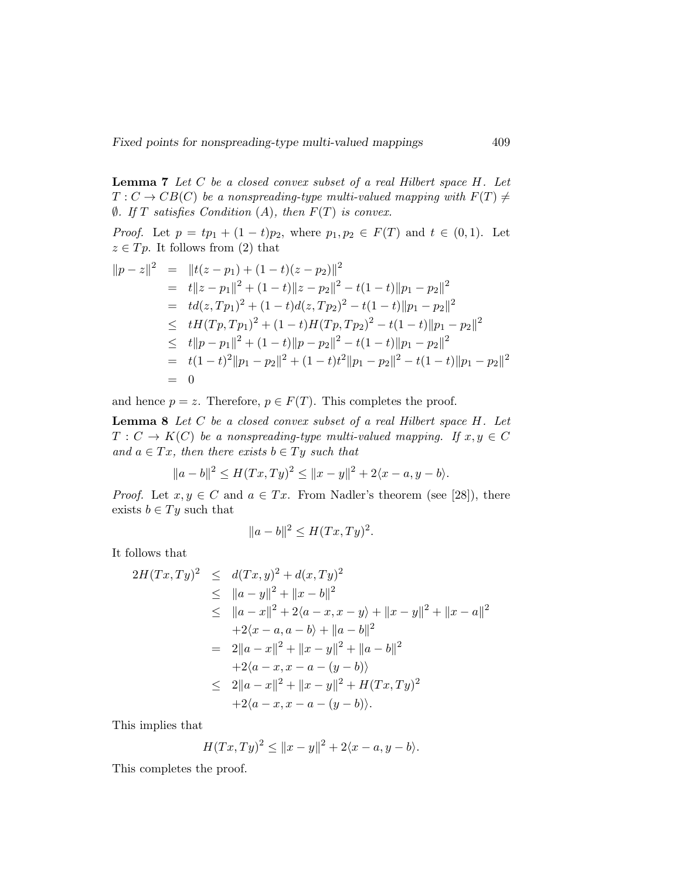**Lemma 7** *Let $C$ be a closed convex subset of a real Hilbert space $H$. Let $T : C \to CB(C)$ be a nonspreading-type multi-valued mapping with $F(T) \neq \emptyset$. If $T$ satisfies Condition (A), then $F(T)$ is convex.*

*Proof.* Let $p = tp_1 + (1-t)p_2$, where $p_1, p_2 \in F(T)$ and $t \in (0,1)$. Let $z \in Tp$. It follows from (2) that

$$
\begin{aligned}
\|p - z\|^2 &= \|t(z - p_1) + (1-t)(z - p_2)\|^2 \\
&= t\|z - p_1\|^2 + (1-t)\|z - p_2\|^2 - t(1-t)\|p_1 - p_2\|^2 \\
&= td(z, Tp_1)^2 + (1-t)d(z, Tp_2)^2 - t(1-t)\|p_1 - p_2\|^2 \\
&\leq tH(Tp, Tp_1)^2 + (1-t)H(Tp, Tp_2)^2 - t(1-t)\|p_1 - p_2\|^2 \\
&\leq t\|p - p_1\|^2 + (1-t)\|p - p_2\|^2 - t(1-t)\|p_1 - p_2\|^2 \\
&= t(1-t)^2\|p_1 - p_2\|^2 + (1-t)t^2\|p_1 - p_2\|^2 - t(1-t)\|p_1 - p_2\|^2 \\
&= 0
\end{aligned}
$$

and hence $p = z$. Therefore, $p \in F(T)$. This completes the proof.

**Lemma 8** *Let $C$ be a closed convex subset of a real Hilbert space $H$. Let $T : C \to K(C)$ be a nonspreading-type multi-valued mapping. If $x, y \in C$ and $a \in Tx$, then there exists $b \in Ty$ such that*

$$\|a - b\|^2 \leq H(Tx, Ty)^2 \leq \|x - y\|^2 + 2\langle x - a, y - b\rangle.$$

*Proof.* Let $x, y \in C$ and $a \in Tx$. From Nadler's theorem (see [28]), there exists $b \in Ty$ such that

$$\|a - b\|^2 \leq H(Tx, Ty)^2.$$

It follows that

$$
\begin{aligned}
2H(Tx, Ty)^2 &\leq d(Tx, y)^2 + d(x, Ty)^2 \\
&\leq \|a - y\|^2 + \|x - b\|^2 \\
&\leq \|a - x\|^2 + 2\langle a - x, x - y\rangle + \|x - y\|^2 + \|x - a\|^2 \\
&\quad + 2\langle x - a, a - b\rangle + \|a - b\|^2 \\
&= 2\|a - x\|^2 + \|x - y\|^2 + \|a - b\|^2 \\
&\quad + 2\langle a - x, x - a - (y - b)\rangle \\
&\leq 2\|a - x\|^2 + \|x - y\|^2 + H(Tx, Ty)^2 \\
&\quad + 2\langle a - x, x - a - (y - b)\rangle.
\end{aligned}
$$

This implies that

$$H(Tx, Ty)^2 \leq \|x - y\|^2 + 2\langle x - a, y - b\rangle.$$

This completes the proof.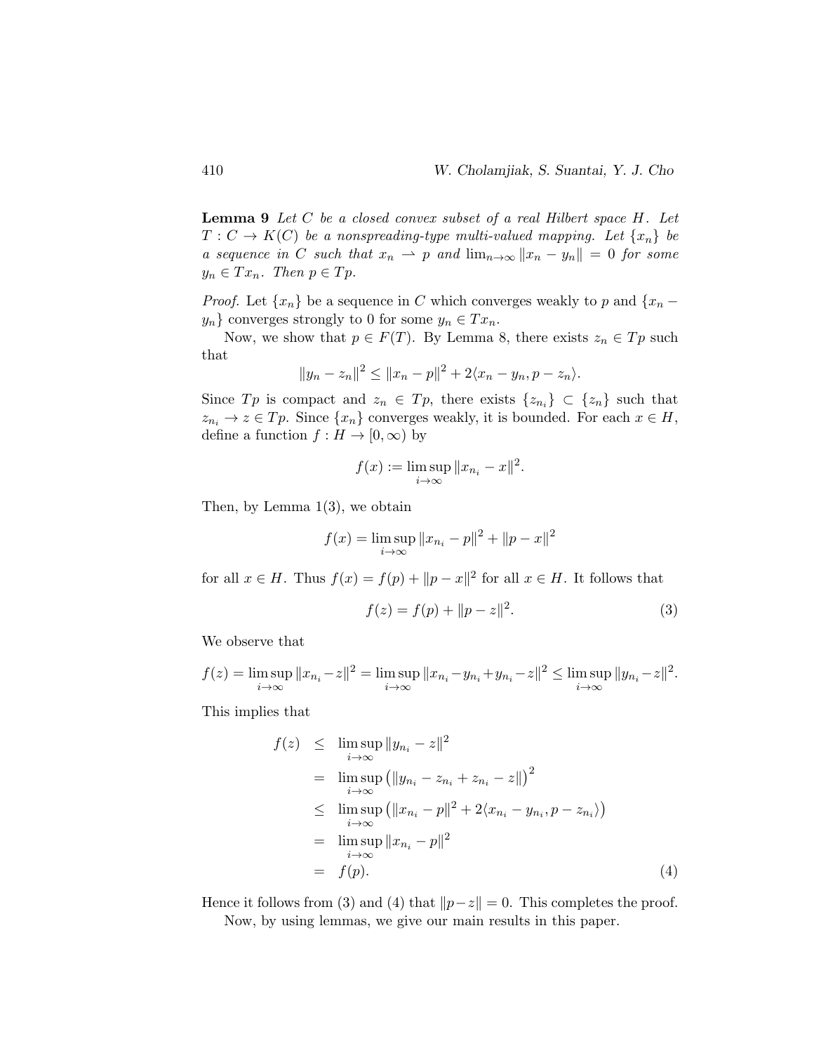**Lemma 9** *Let $C$ be a closed convex subset of a real Hilbert space $H$. Let $T : C \to K(C)$ be a nonspreading-type multi-valued mapping. Let $\{x_n\}$ be a sequence in $C$ such that $x_n \rightharpoonup p$ and $\lim_{n\to\infty} \|x_n - y_n\| = 0$ for some $y_n \in Tx_n$. Then $p \in Tp$.*

*Proof.* Let $\{x_n\}$ be a sequence in $C$ which converges weakly to $p$ and $\{x_n - y_n\}$ converges strongly to 0 for some $y_n \in Tx_n$.

Now, we show that $p \in F(T)$. By Lemma 8, there exists $z_n \in Tp$ such that

$$\|y_n - z_n\|^2 \leq \|x_n - p\|^2 + 2\langle x_n - y_n, p - z_n\rangle.$$

Since $Tp$ is compact and $z_n \in Tp$, there exists $\{z_{n_i}\} \subset \{z_n\}$ such that $z_{n_i} \to z \in Tp$. Since $\{x_n\}$ converges weakly, it is bounded. For each $x \in H$, define a function $f : H \to [0, \infty)$ by

$$f(x) := \limsup_{i\to\infty} \|x_{n_i} - x\|^2.$$

Then, by Lemma 1(3), we obtain

$$f(x) = \limsup_{i\to\infty} \|x_{n_i} - p\|^2 + \|p - x\|^2$$

for all $x \in H$. Thus $f(x) = f(p) + \|p - x\|^2$ for all $x \in H$. It follows that

$$f(z) = f(p) + \|p - z\|^2. \tag{3}$$

We observe that

$$f(z) = \limsup_{i\to\infty} \|x_{n_i} - z\|^2 = \limsup_{i\to\infty} \|x_{n_i} - y_{n_i} + y_{n_i} - z\|^2 \leq \limsup_{i\to\infty} \|y_{n_i} - z\|^2.$$

This implies that

$$\begin{aligned}
f(z) &\leq \limsup_{i\to\infty} \|y_{n_i} - z\|^2 \\
&= \limsup_{i\to\infty} \left(\|y_{n_i} - z_{n_i} + z_{n_i} - z\|\right)^2 \\
&\leq \limsup_{i\to\infty} \left(\|x_{n_i} - p\|^2 + 2\langle x_{n_i} - y_{n_i}, p - z_{n_i}\rangle\right) \\
&= \limsup_{i\to\infty} \|x_{n_i} - p\|^2 \\
&= f(p). 
\end{aligned} \tag{4}$$

Hence it follows from (3) and (4) that $\|p - z\| = 0$. This completes the proof.

Now, by using lemmas, we give our main results in this paper.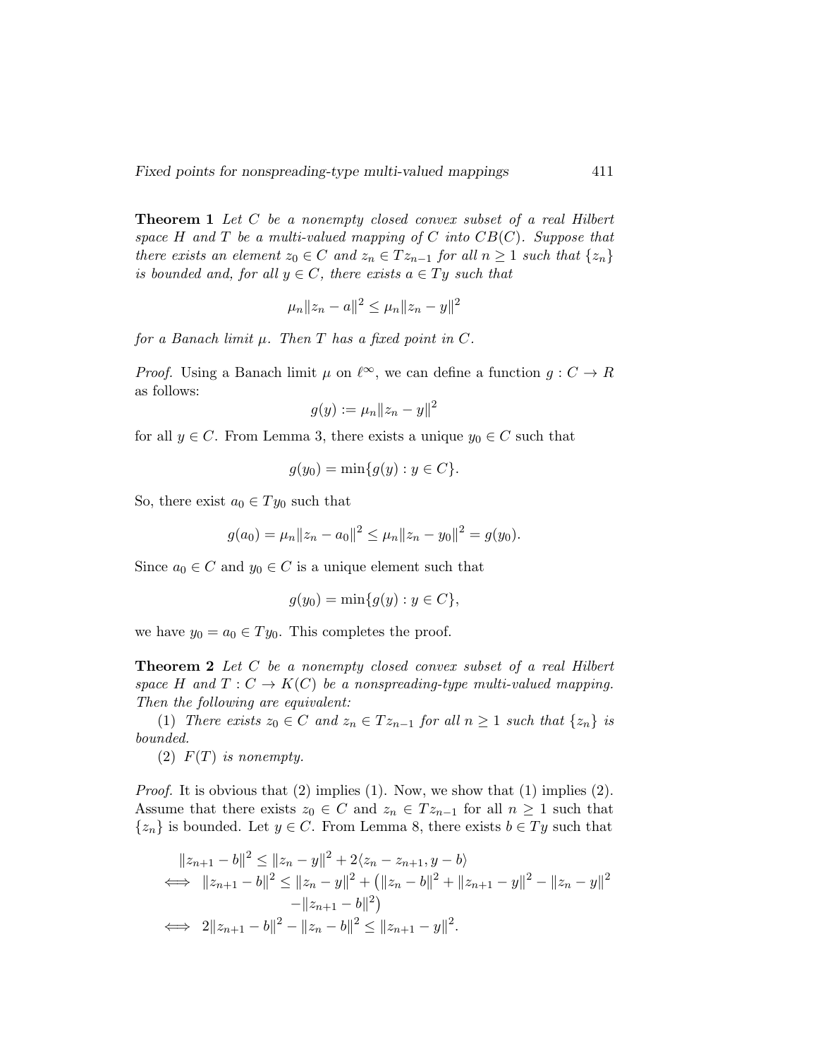**Theorem 1** *Let $C$ be a nonempty closed convex subset of a real Hilbert space $H$ and $T$ be a multi-valued mapping of $C$ into $CB(C)$. Suppose that there exists an element $z_0 \in C$ and $z_n \in Tz_{n-1}$ for all $n \geq 1$ such that $\{z_n\}$ is bounded and, for all $y \in C$, there exists $a \in Ty$ such that*

$$\mu_n \|z_n - a\|^2 \leq \mu_n \|z_n - y\|^2$$

*for a Banach limit $\mu$. Then $T$ has a fixed point in $C$.*

*Proof.* Using a Banach limit $\mu$ on $\ell^\infty$, we can define a function $g : C \to R$ as follows:

$$g(y) := \mu_n \|z_n - y\|^2$$

for all $y \in C$. From Lemma 3, there exists a unique $y_0 \in C$ such that

$$g(y_0) = \min\{g(y) : y \in C\}.$$

So, there exist $a_0 \in Ty_0$ such that

$$g(a_0) = \mu_n \|z_n - a_0\|^2 \leq \mu_n \|z_n - y_0\|^2 = g(y_0).$$

Since $a_0 \in C$ and $y_0 \in C$ is a unique element such that

$$g(y_0) = \min\{g(y) : y \in C\},$$

we have $y_0 = a_0 \in Ty_0$. This completes the proof.

**Theorem 2** *Let $C$ be a nonempty closed convex subset of a real Hilbert space $H$ and $T : C \to K(C)$ be a nonspreading-type multi-valued mapping. Then the following are equivalent:*

(1) *There exists $z_0 \in C$ and $z_n \in Tz_{n-1}$ for all $n \geq 1$ such that $\{z_n\}$ is bounded.*

(2) *$F(T)$ is nonempty.*

*Proof.* It is obvious that (2) implies (1). Now, we show that (1) implies (2). Assume that there exists $z_0 \in C$ and $z_n \in Tz_{n-1}$ for all $n \geq 1$ such that $\{z_n\}$ is bounded. Let $y \in C$. From Lemma 8, there exists $b \in Ty$ such that

$$\begin{aligned}
&\|z_{n+1} - b\|^2 \leq \|z_n - y\|^2 + 2\langle z_n - z_{n+1}, y - b\rangle \\
\iff\ &\|z_{n+1} - b\|^2 \leq \|z_n - y\|^2 + \big(\|z_n - b\|^2 + \|z_{n+1} - y\|^2 - \|z_n - y\|^2 \\
&\qquad\qquad - \|z_{n+1} - b\|^2\big) \\
\iff\ &2\|z_{n+1} - b\|^2 - \|z_n - b\|^2 \leq \|z_{n+1} - y\|^2.
\end{aligned}$$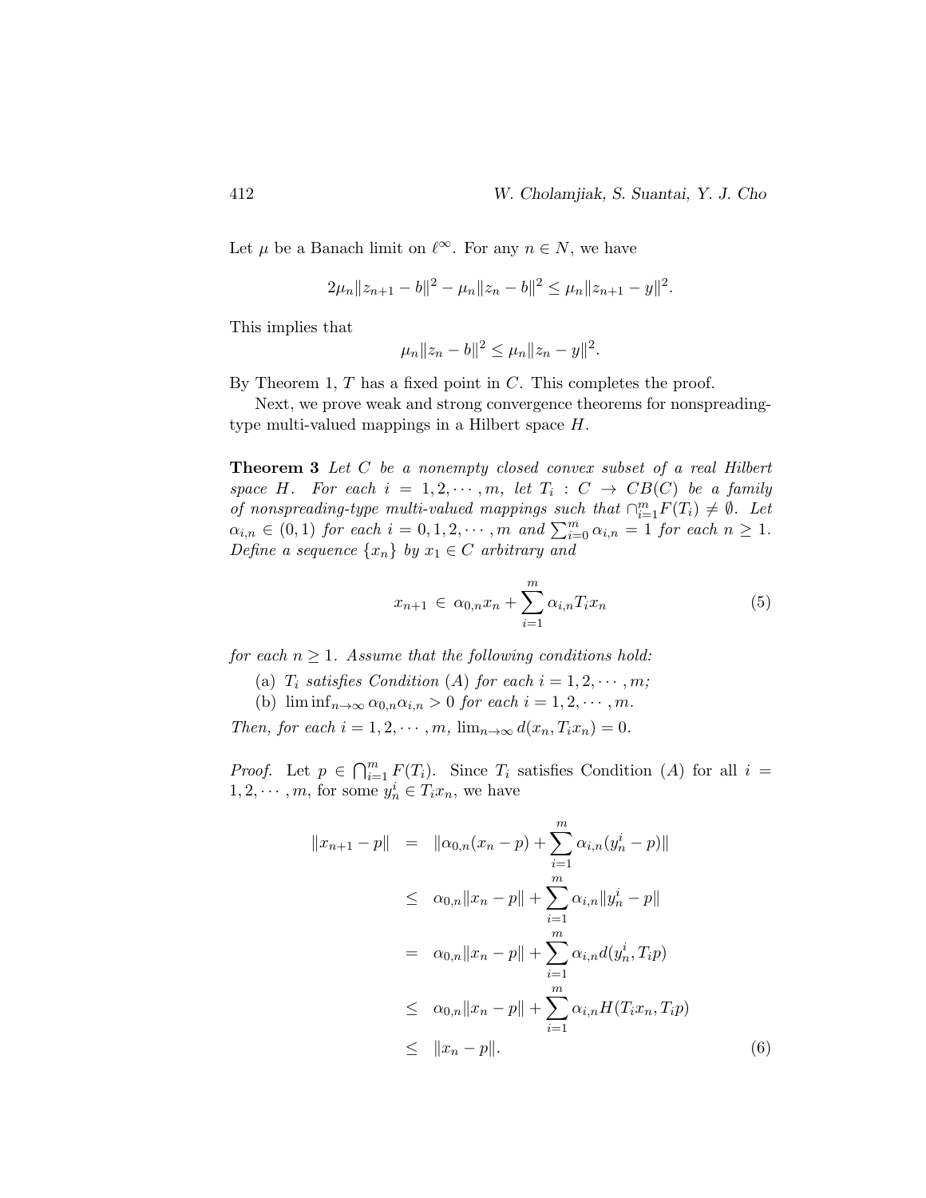Let $\mu$ be a Banach limit on $\ell^\infty$. For any $n \in N$, we have

$$2\mu_n\|z_{n+1} - b\|^2 - \mu_n\|z_n - b\|^2 \leq \mu_n\|z_{n+1} - y\|^2.$$

This implies that

$$\mu_n\|z_n - b\|^2 \leq \mu_n\|z_n - y\|^2.$$

By Theorem 1, $T$ has a fixed point in $C$. This completes the proof.

Next, we prove weak and strong convergence theorems for nonspreading-type multi-valued mappings in a Hilbert space $H$.

**Theorem 3** *Let $C$ be a nonempty closed convex subset of a real Hilbert space $H$. For each $i = 1, 2, \cdots, m$, let $T_i : C \to CB(C)$ be a family of nonspreading-type multi-valued mappings such that $\cap_{i=1}^m F(T_i) \neq \emptyset$. Let $\alpha_{i,n} \in (0, 1)$ for each $i = 0, 1, 2, \cdots, m$ and $\sum_{i=0}^m \alpha_{i,n} = 1$ for each $n \geq 1$. Define a sequence $\{x_n\}$ by $x_1 \in C$ arbitrary and*

$$x_{n+1} \in \alpha_{0,n}x_n + \sum_{i=1}^m \alpha_{i,n}T_ix_n \tag{5}$$

*for each $n \geq 1$. Assume that the following conditions hold:*

(a) *$T_i$ satisfies Condition $(A)$ for each $i = 1, 2, \cdots, m$;*

(b) *$\liminf_{n\to\infty} \alpha_{0,n}\alpha_{i,n} > 0$ for each $i = 1, 2, \cdots, m$.*

*Then, for each $i = 1, 2, \cdots, m$, $\lim_{n\to\infty} d(x_n, T_ix_n) = 0$.*

*Proof.* Let $p \in \bigcap_{i=1}^m F(T_i)$. Since $T_i$ satisfies Condition $(A)$ for all $i = 1, 2, \cdots, m$, for some $y_n^i \in T_ix_n$, we have

$$\begin{aligned}
\|x_{n+1} - p\| &= \|\alpha_{0,n}(x_n - p) + \sum_{i=1}^m \alpha_{i,n}(y_n^i - p)\| \\
&\leq \alpha_{0,n}\|x_n - p\| + \sum_{i=1}^m \alpha_{i,n}\|y_n^i - p\| \\
&= \alpha_{0,n}\|x_n - p\| + \sum_{i=1}^m \alpha_{i,n}d(y_n^i, T_ip) \\
&\leq \alpha_{0,n}\|x_n - p\| + \sum_{i=1}^m \alpha_{i,n}H(T_ix_n, T_ip) \\
&\leq \|x_n - p\|.
\end{aligned} \tag{6}$$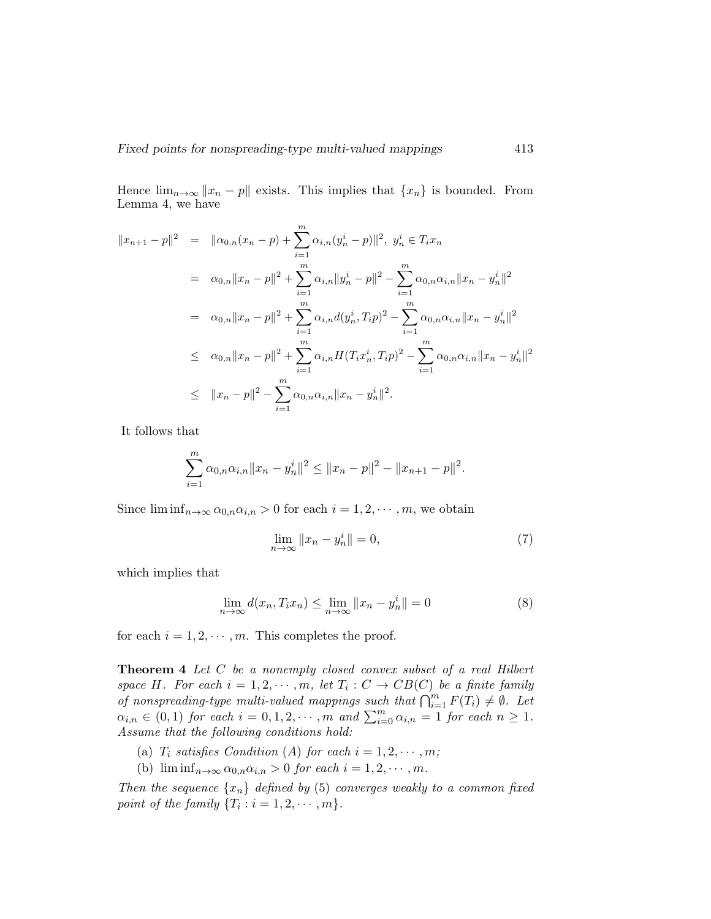Hence $\lim_{n\to\infty} \|x_n - p\|$ exists. This implies that $\{x_n\}$ is bounded. From Lemma 4, we have

$$
\begin{aligned}
\|x_{n+1} - p\|^2 &= \|\alpha_{0,n}(x_n - p) + \sum_{i=1}^{m} \alpha_{i,n}(y_n^i - p)\|^2, \ y_n^i \in T_i x_n \\
&= \alpha_{0,n}\|x_n - p\|^2 + \sum_{i=1}^{m} \alpha_{i,n}\|y_n^i - p\|^2 - \sum_{i=1}^{m} \alpha_{0,n}\alpha_{i,n}\|x_n - y_n^i\|^2 \\
&= \alpha_{0,n}\|x_n - p\|^2 + \sum_{i=1}^{m} \alpha_{i,n} d(y_n^i, T_i p)^2 - \sum_{i=1}^{m} \alpha_{0,n}\alpha_{i,n}\|x_n - y_n^i\|^2 \\
&\leq \alpha_{0,n}\|x_n - p\|^2 + \sum_{i=1}^{m} \alpha_{i,n} H(T_i x_n^i, T_i p)^2 - \sum_{i=1}^{m} \alpha_{0,n}\alpha_{i,n}\|x_n - y_n^i\|^2 \\
&\leq \|x_n - p\|^2 - \sum_{i=1}^{m} \alpha_{0,n}\alpha_{i,n}\|x_n - y_n^i\|^2.
\end{aligned}
$$

It follows that

$$
\sum_{i=1}^{m} \alpha_{0,n}\alpha_{i,n}\|x_n - y_n^i\|^2 \leq \|x_n - p\|^2 - \|x_{n+1} - p\|^2.
$$

Since $\liminf_{n\to\infty} \alpha_{0,n}\alpha_{i,n} > 0$ for each $i = 1, 2, \cdots, m$, we obtain

$$
\lim_{n\to\infty} \|x_n - y_n^i\| = 0, \tag{7}
$$

which implies that

$$
\lim_{n\to\infty} d(x_n, T_i x_n) \leq \lim_{n\to\infty} \|x_n - y_n^i\| = 0 \tag{8}
$$

for each $i = 1, 2, \cdots, m$. This completes the proof.

**Theorem 4** *Let $C$ be a nonempty closed convex subset of a real Hilbert space $H$. For each $i = 1, 2, \cdots, m$, let $T_i : C \to CB(C)$ be a finite family of nonspreading-type multi-valued mappings such that $\bigcap_{i=1}^{m} F(T_i) \neq \emptyset$. Let $\alpha_{i,n} \in (0, 1)$ for each $i = 0, 1, 2, \cdots, m$ and $\sum_{i=0}^{m} \alpha_{i,n} = 1$ for each $n \geq 1$. Assume that the following conditions hold:*

(a) *$T_i$ satisfies Condition (A) for each $i = 1, 2, \cdots, m$;*

(b) *$\liminf_{n\to\infty} \alpha_{0,n}\alpha_{i,n} > 0$ for each $i = 1, 2, \cdots, m$.*

*Then the sequence $\{x_n\}$ defined by (5) converges weakly to a common fixed point of the family $\{T_i : i = 1, 2, \cdots, m\}$.*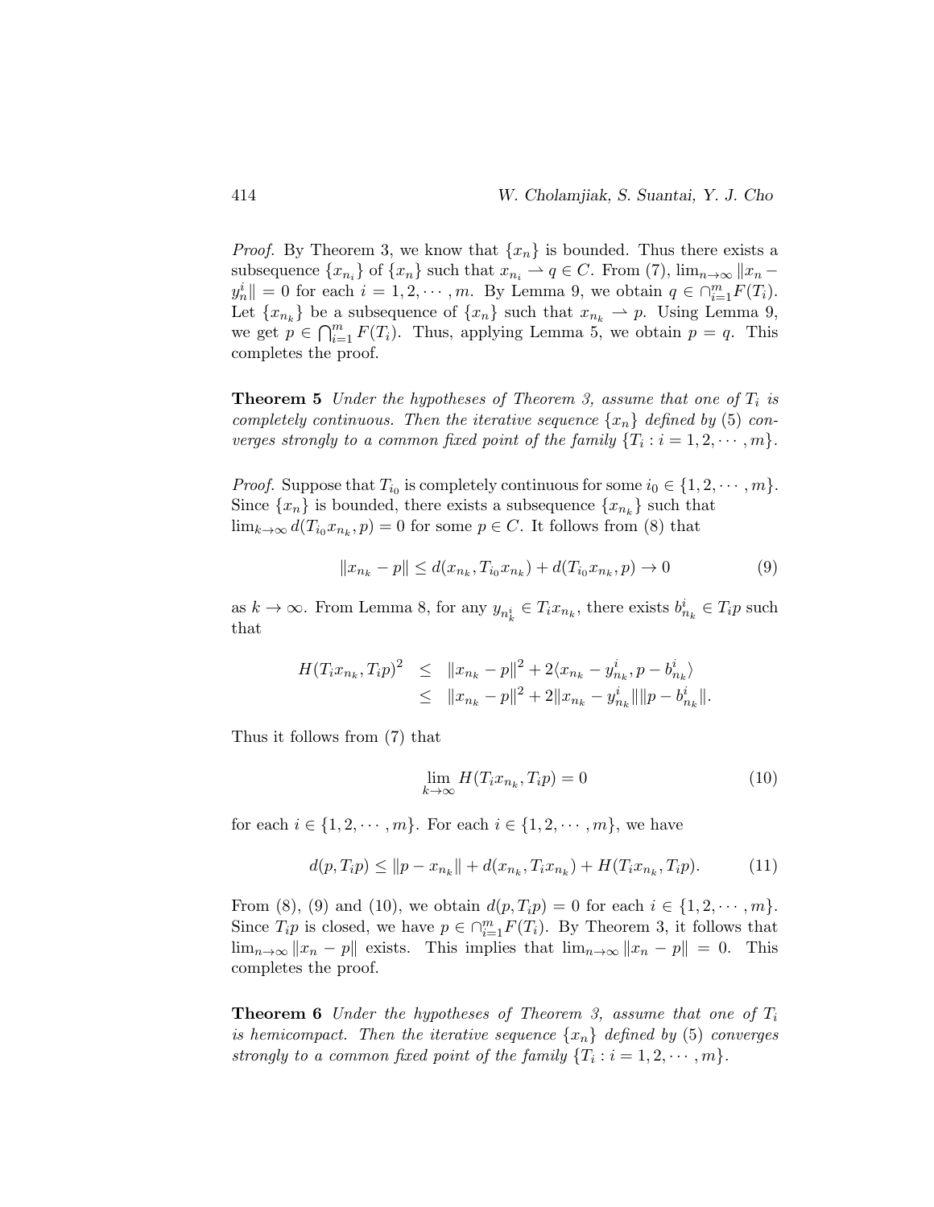*Proof.* By Theorem 3, we know that $\{x_n\}$ is bounded. Thus there exists a subsequence $\{x_{n_i}\}$ of $\{x_n\}$ such that $x_{n_i} \rightharpoonup q \in C$. From (7), $\lim_{n\to\infty} \|x_n - y_n^i\| = 0$ for each $i = 1, 2, \cdots, m$. By Lemma 9, we obtain $q \in \cap_{i=1}^m F(T_i)$. Let $\{x_{n_k}\}$ be a subsequence of $\{x_n\}$ such that $x_{n_k} \rightharpoonup p$. Using Lemma 9, we get $p \in \bigcap_{i=1}^m F(T_i)$. Thus, applying Lemma 5, we obtain $p = q$. This completes the proof.

**Theorem 5** *Under the hypotheses of Theorem 3, assume that one of $T_i$ is completely continuous. Then the iterative sequence $\{x_n\}$ defined by (5) converges strongly to a common fixed point of the family $\{T_i : i = 1, 2, \cdots, m\}$.*

*Proof.* Suppose that $T_{i_0}$ is completely continuous for some $i_0 \in \{1, 2, \cdots, m\}$. Since $\{x_n\}$ is bounded, there exists a subsequence $\{x_{n_k}\}$ such that $\lim_{k\to\infty} d(T_{i_0}x_{n_k}, p) = 0$ for some $p \in C$. It follows from (8) that

$$\|x_{n_k} - p\| \leq d(x_{n_k}, T_{i_0}x_{n_k}) + d(T_{i_0}x_{n_k}, p) \to 0 \tag{9}$$

as $k \to \infty$. From Lemma 8, for any $y_{n_k^i} \in T_i x_{n_k}$, there exists $b_{n_k}^i \in T_i p$ such that

$$\begin{aligned} H(T_i x_{n_k}, T_i p)^2 &\leq \|x_{n_k} - p\|^2 + 2\langle x_{n_k} - y_{n_k}^i, p - b_{n_k}^i\rangle \\ &\leq \|x_{n_k} - p\|^2 + 2\|x_{n_k} - y_{n_k}^i\|\|p - b_{n_k}^i\|. \end{aligned}$$

Thus it follows from (7) that

$$\lim_{k\to\infty} H(T_i x_{n_k}, T_i p) = 0 \tag{10}$$

for each $i \in \{1, 2, \cdots, m\}$. For each $i \in \{1, 2, \cdots, m\}$, we have

$$d(p, T_i p) \leq \|p - x_{n_k}\| + d(x_{n_k}, T_i x_{n_k}) + H(T_i x_{n_k}, T_i p). \tag{11}$$

From (8), (9) and (10), we obtain $d(p, T_i p) = 0$ for each $i \in \{1, 2, \cdots, m\}$. Since $T_i p$ is closed, we have $p \in \cap_{i=1}^m F(T_i)$. By Theorem 3, it follows that $\lim_{n\to\infty} \|x_n - p\|$ exists. This implies that $\lim_{n\to\infty} \|x_n - p\| = 0$. This completes the proof.

**Theorem 6** *Under the hypotheses of Theorem 3, assume that one of $T_i$ is hemicompact. Then the iterative sequence $\{x_n\}$ defined by (5) converges strongly to a common fixed point of the family $\{T_i : i = 1, 2, \cdots, m\}$.*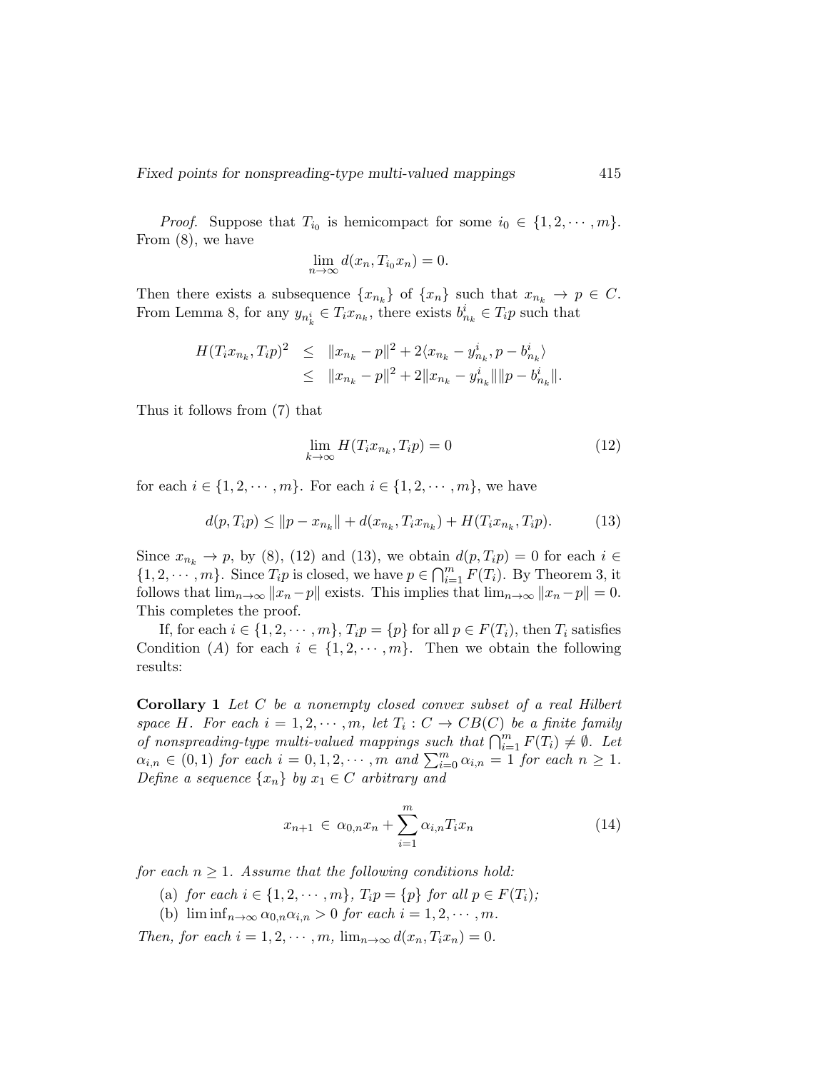*Proof.* Suppose that $T_{i_0}$ is hemicompact for some $i_0 \in \{1, 2, \cdots, m\}$. From (8), we have

$$\lim_{n\to\infty} d(x_n, T_{i_0}x_n) = 0.$$

Then there exists a subsequence $\{x_{n_k}\}$ of $\{x_n\}$ such that $x_{n_k} \to p \in C$. From Lemma 8, for any $y_{n_k^i} \in T_i x_{n_k}$, there exists $b_{n_k}^i \in T_i p$ such that

$$\begin{aligned} H(T_i x_{n_k}, T_i p)^2 &\leq \|x_{n_k} - p\|^2 + 2\langle x_{n_k} - y_{n_k}^i, p - b_{n_k}^i \rangle \\ &\leq \|x_{n_k} - p\|^2 + 2\|x_{n_k} - y_{n_k}^i\|\|p - b_{n_k}^i\|. \end{aligned}$$

Thus it follows from (7) that

$$\lim_{k\to\infty} H(T_i x_{n_k}, T_i p) = 0 \tag{12}$$

for each $i \in \{1, 2, \cdots, m\}$. For each $i \in \{1, 2, \cdots, m\}$, we have

$$d(p, T_i p) \leq \|p - x_{n_k}\| + d(x_{n_k}, T_i x_{n_k}) + H(T_i x_{n_k}, T_i p). \tag{13}$$

Since $x_{n_k} \to p$, by (8), (12) and (13), we obtain $d(p, T_i p) = 0$ for each $i \in \{1, 2, \cdots, m\}$. Since $T_i p$ is closed, we have $p \in \bigcap_{i=1}^m F(T_i)$. By Theorem 3, it follows that $\lim_{n\to\infty} \|x_n - p\|$ exists. This implies that $\lim_{n\to\infty} \|x_n - p\| = 0$. This completes the proof.

If, for each $i \in \{1, 2, \cdots, m\}$, $T_i p = \{p\}$ for all $p \in F(T_i)$, then $T_i$ satisfies Condition $(A)$ for each $i \in \{1, 2, \cdots, m\}$. Then we obtain the following results:

**Corollary 1** *Let $C$ be a nonempty closed convex subset of a real Hilbert space $H$. For each $i = 1, 2, \cdots, m$, let $T_i : C \to CB(C)$ be a finite family of nonspreading-type multi-valued mappings such that $\bigcap_{i=1}^m F(T_i) \neq \emptyset$. Let $\alpha_{i,n} \in (0, 1)$ for each $i = 0, 1, 2, \cdots, m$ and $\sum_{i=0}^m \alpha_{i,n} = 1$ for each $n \geq 1$. Define a sequence $\{x_n\}$ by $x_1 \in C$ arbitrary and*

$$x_{n+1} \in \alpha_{0,n} x_n + \sum_{i=1}^m \alpha_{i,n} T_i x_n \tag{14}$$

*for each $n \geq 1$. Assume that the following conditions hold:*

(a) *for each $i \in \{1, 2, \cdots, m\}$, $T_i p = \{p\}$ for all $p \in F(T_i)$;*

(b) *$\liminf_{n\to\infty} \alpha_{0,n}\alpha_{i,n} > 0$ for each $i = 1, 2, \cdots, m$.*

*Then, for each $i = 1, 2, \cdots, m$, $\lim_{n\to\infty} d(x_n, T_i x_n) = 0$.*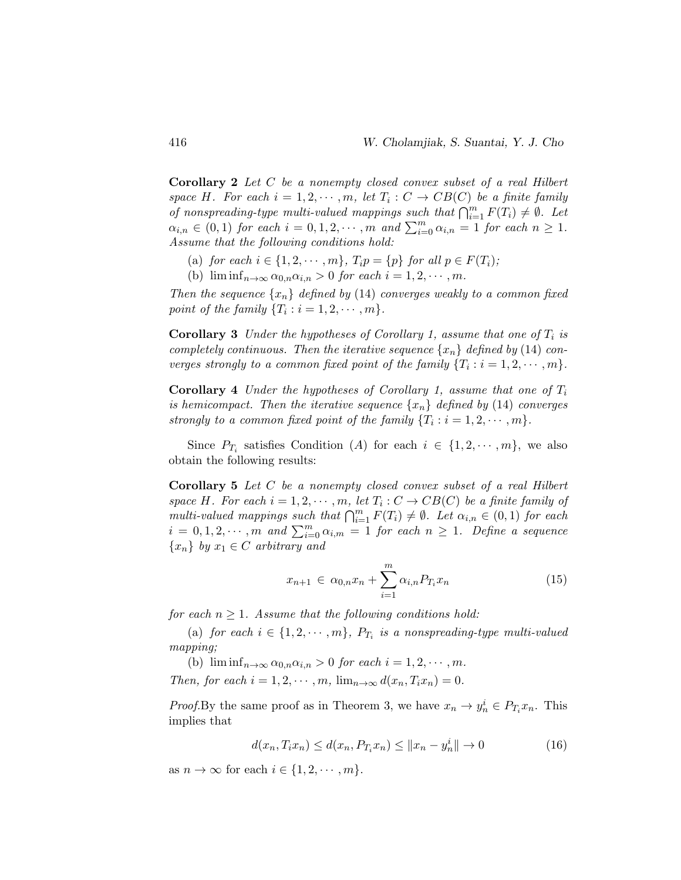**Corollary 2** *Let $C$ be a nonempty closed convex subset of a real Hilbert space $H$. For each $i = 1, 2, \cdots, m$, let $T_i : C \to CB(C)$ be a finite family of nonspreading-type multi-valued mappings such that $\bigcap_{i=1}^{m} F(T_i) \neq \emptyset$. Let $\alpha_{i,n} \in (0, 1)$ for each $i = 0, 1, 2, \cdots, m$ and $\sum_{i=0}^{m} \alpha_{i,n} = 1$ for each $n \geq 1$. Assume that the following conditions hold:*

(a) *for each $i \in \{1, 2, \cdots, m\}$, $T_i p = \{p\}$ for all $p \in F(T_i)$;*

(b) *$\liminf_{n\to\infty} \alpha_{0,n}\alpha_{i,n} > 0$ for each $i = 1, 2, \cdots, m$.*

*Then the sequence $\{x_n\}$ defined by (14) converges weakly to a common fixed point of the family $\{T_i : i = 1, 2, \cdots, m\}$.*

**Corollary 3** *Under the hypotheses of Corollary 1, assume that one of $T_i$ is completely continuous. Then the iterative sequence $\{x_n\}$ defined by (14) converges strongly to a common fixed point of the family $\{T_i : i = 1, 2, \cdots, m\}$.*

**Corollary 4** *Under the hypotheses of Corollary 1, assume that one of $T_i$ is hemicompact. Then the iterative sequence $\{x_n\}$ defined by (14) converges strongly to a common fixed point of the family $\{T_i : i = 1, 2, \cdots, m\}$.*

Since $P_{T_i}$ satisfies Condition $(A)$ for each $i \in \{1, 2, \cdots, m\}$, we also obtain the following results:

**Corollary 5** *Let $C$ be a nonempty closed convex subset of a real Hilbert space $H$. For each $i = 1, 2, \cdots, m$, let $T_i : C \to CB(C)$ be a finite family of multi-valued mappings such that $\bigcap_{i=1}^{m} F(T_i) \neq \emptyset$. Let $\alpha_{i,n} \in (0, 1)$ for each $i = 0, 1, 2, \cdots, m$ and $\sum_{i=0}^{m} \alpha_{i,m} = 1$ for each $n \geq 1$. Define a sequence $\{x_n\}$ by $x_1 \in C$ arbitrary and*

$$x_{n+1} \in \alpha_{0,n} x_n + \sum_{i=1}^{m} \alpha_{i,n} P_{T_i} x_n \tag{15}$$

*for each $n \geq 1$. Assume that the following conditions hold:*

(a) *for each $i \in \{1, 2, \cdots, m\}$, $P_{T_i}$ is a nonspreading-type multi-valued mapping;*

(b) *$\liminf_{n\to\infty} \alpha_{0,n}\alpha_{i,n} > 0$ for each $i = 1, 2, \cdots, m$.*

*Then, for each $i = 1, 2, \cdots, m$, $\lim_{n\to\infty} d(x_n, T_i x_n) = 0$.*

*Proof.*By the same proof as in Theorem 3, we have $x_n \to y_n^i \in P_{T_i} x_n$. This implies that

$$d(x_n, T_i x_n) \leq d(x_n, P_{T_i} x_n) \leq \|x_n - y_n^i\| \to 0 \tag{16}$$

as $n \to \infty$ for each $i \in \{1, 2, \cdots, m\}$.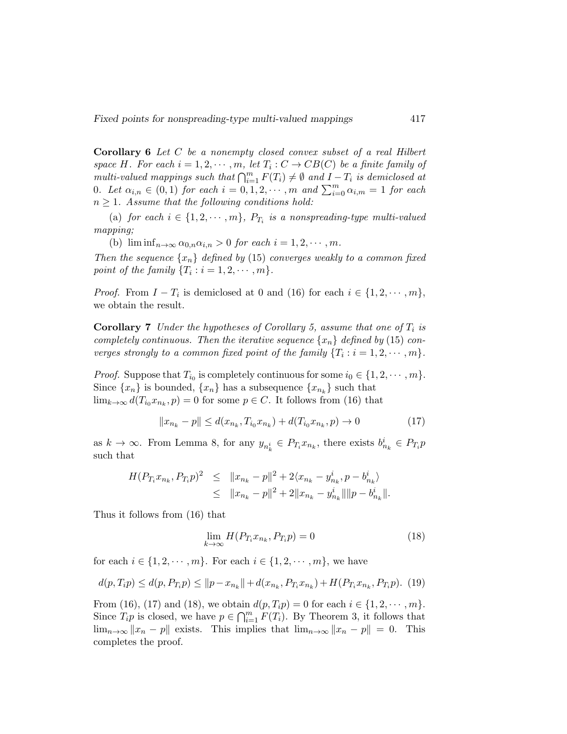**Corollary 6** *Let $C$ be a nonempty closed convex subset of a real Hilbert space $H$. For each $i = 1, 2, \cdots, m$, let $T_i : C \to CB(C)$ be a finite family of multi-valued mappings such that $\bigcap_{i=1}^m F(T_i) \neq \emptyset$ and $I - T_i$ is demiclosed at 0. Let $\alpha_{i,n} \in (0, 1)$ for each $i = 0, 1, 2, \cdots, m$ and $\sum_{i=0}^m \alpha_{i,m} = 1$ for each $n \geq 1$. Assume that the following conditions hold:*

(a) *for each $i \in \{1, 2, \cdots, m\}$, $P_{T_i}$ is a nonspreading-type multi-valued mapping;*

(b) $\liminf_{n\to\infty} \alpha_{0,n}\alpha_{i,n} > 0$ *for each $i = 1, 2, \cdots, m$.*

*Then the sequence $\{x_n\}$ defined by* (15) *converges weakly to a common fixed point of the family $\{T_i : i = 1, 2, \cdots, m\}$.*

*Proof.* From $I - T_i$ is demiclosed at 0 and (16) for each $i \in \{1, 2, \cdots, m\}$, we obtain the result.

**Corollary 7** *Under the hypotheses of Corollary 5, assume that one of $T_i$ is completely continuous. Then the iterative sequence $\{x_n\}$ defined by* (15) *converges strongly to a common fixed point of the family $\{T_i : i = 1, 2, \cdots, m\}$.*

*Proof.* Suppose that $T_{i_0}$ is completely continuous for some $i_0 \in \{1, 2, \cdots, m\}$. Since $\{x_n\}$ is bounded, $\{x_n\}$ has a subsequence $\{x_{n_k}\}$ such that $\lim_{k\to\infty} d(T_{i_0}x_{n_k}, p) = 0$ for some $p \in C$. It follows from (16) that

$$\|x_{n_k} - p\| \leq d(x_{n_k}, T_{i_0}x_{n_k}) + d(T_{i_0}x_{n_k}, p) \to 0 \tag{17}$$

as $k \to \infty$. From Lemma 8, for any $y_{n_k^i} \in P_{T_i}x_{n_k}$, there exists $b_{n_k}^i \in P_{T_i}p$ such that

$$\begin{aligned} H(P_{T_i}x_{n_k}, P_{T_i}p)^2 &\leq \|x_{n_k} - p\|^2 + 2\langle x_{n_k} - y_{n_k}^i, p - b_{n_k}^i\rangle \\ &\leq \|x_{n_k} - p\|^2 + 2\|x_{n_k} - y_{n_k}^i\|\|p - b_{n_k}^i\|. \end{aligned}$$

Thus it follows from (16) that

$$\lim_{k\to\infty} H(P_{T_i}x_{n_k}, P_{T_i}p) = 0 \tag{18}$$

for each $i \in \{1, 2, \cdots, m\}$. For each $i \in \{1, 2, \cdots, m\}$, we have

$$d(p, T_ip) \leq d(p, P_{T_i}p) \leq \|p - x_{n_k}\| + d(x_{n_k}, P_{T_i}x_{n_k}) + H(P_{T_i}x_{n_k}, P_{T_i}p). \tag{19}$$

From (16), (17) and (18), we obtain $d(p, T_ip) = 0$ for each $i \in \{1, 2, \cdots, m\}$. Since $T_ip$ is closed, we have $p \in \bigcap_{i=1}^m F(T_i)$. By Theorem 3, it follows that $\lim_{n\to\infty} \|x_n - p\|$ exists. This implies that $\lim_{n\to\infty} \|x_n - p\| = 0$. This completes the proof.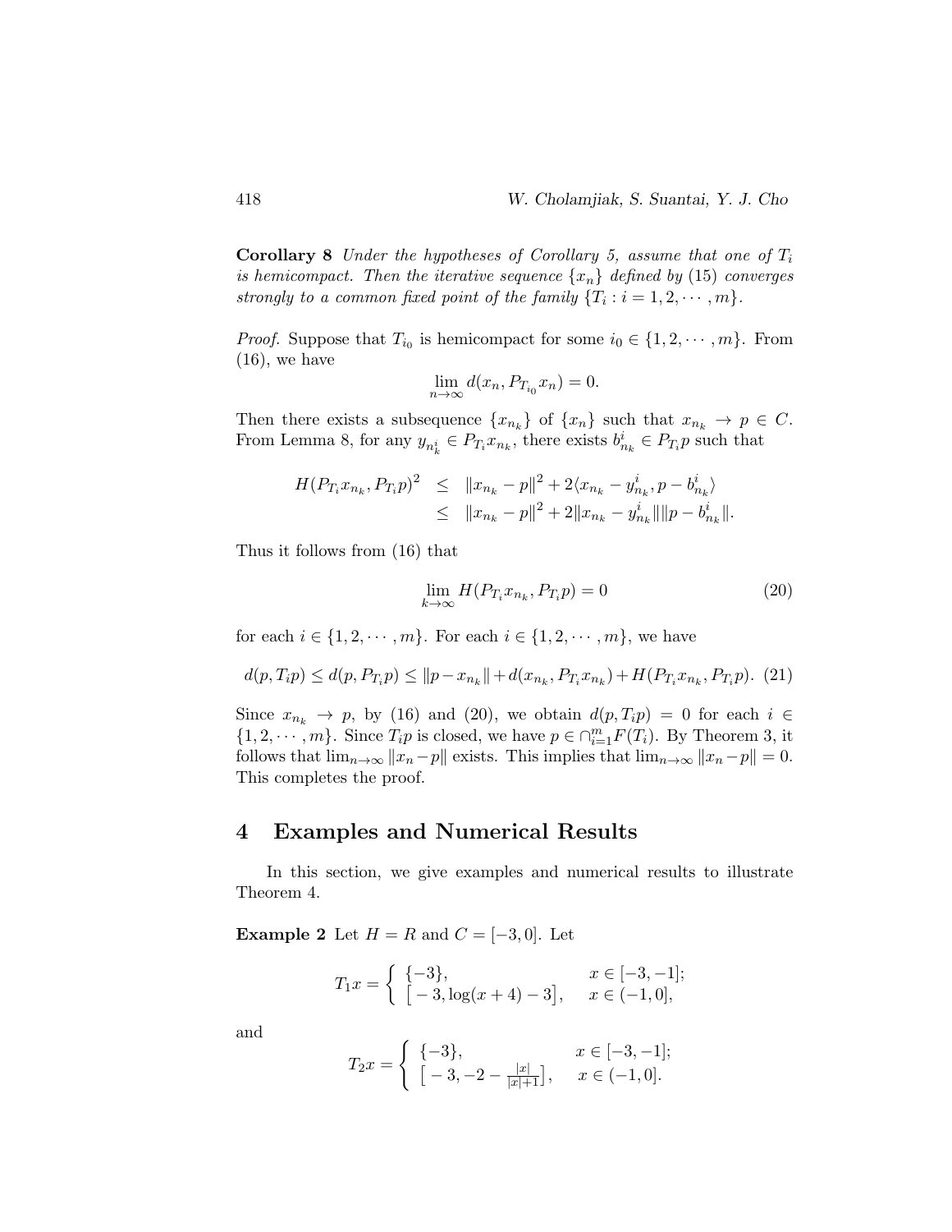**Corollary 8** *Under the hypotheses of Corollary 5, assume that one of $T_i$ is hemicompact. Then the iterative sequence $\{x_n\}$ defined by* (15) *converges strongly to a common fixed point of the family $\{T_i : i = 1, 2, \cdots, m\}$.*

*Proof.* Suppose that $T_{i_0}$ is hemicompact for some $i_0 \in \{1, 2, \cdots, m\}$. From (16), we have

$$\lim_{n\to\infty} d(x_n, P_{T_{i_0}} x_n) = 0.$$

Then there exists a subsequence $\{x_{n_k}\}$ of $\{x_n\}$ such that $x_{n_k} \to p \in C$. From Lemma 8, for any $y_{n_k^i} \in P_{T_i} x_{n_k}$, there exists $b^i_{n_k} \in P_{T_i} p$ such that

$$\begin{aligned} H(P_{T_i} x_{n_k}, P_{T_i} p)^2 &\leq \|x_{n_k} - p\|^2 + 2\langle x_{n_k} - y^i_{n_k}, p - b^i_{n_k}\rangle \\ &\leq \|x_{n_k} - p\|^2 + 2\|x_{n_k} - y^i_{n_k}\|\|p - b^i_{n_k}\|. \end{aligned}$$

Thus it follows from (16) that

$$\lim_{k\to\infty} H(P_{T_i} x_{n_k}, P_{T_i} p) = 0 \tag{20}$$

for each $i \in \{1, 2, \cdots, m\}$. For each $i \in \{1, 2, \cdots, m\}$, we have

$$d(p, T_i p) \leq d(p, P_{T_i} p) \leq \|p - x_{n_k}\| + d(x_{n_k}, P_{T_i} x_{n_k}) + H(P_{T_i} x_{n_k}, P_{T_i} p). \tag{21}$$

Since $x_{n_k} \to p$, by (16) and (20), we obtain $d(p, T_i p) = 0$ for each $i \in \{1, 2, \cdots, m\}$. Since $T_i p$ is closed, we have $p \in \cap_{i=1}^m F(T_i)$. By Theorem 3, it follows that $\lim_{n\to\infty} \|x_n - p\|$ exists. This implies that $\lim_{n\to\infty} \|x_n - p\| = 0$. This completes the proof.

## 4 Examples and Numerical Results

In this section, we give examples and numerical results to illustrate Theorem 4.

**Example 2** Let $H = R$ and $C = [-3, 0]$. Let

$$T_1 x = \begin{cases} \{-3\}, & x \in [-3, -1]; \\ \big[-3, \log(x+4) - 3\big], & x \in (-1, 0], \end{cases}$$

and

$$T_2 x = \begin{cases} \{-3\}, & x \in [-3, -1]; \\ \big[-3, -2 - \frac{|x|}{|x|+1}\big], & x \in (-1, 0]. \end{cases}$$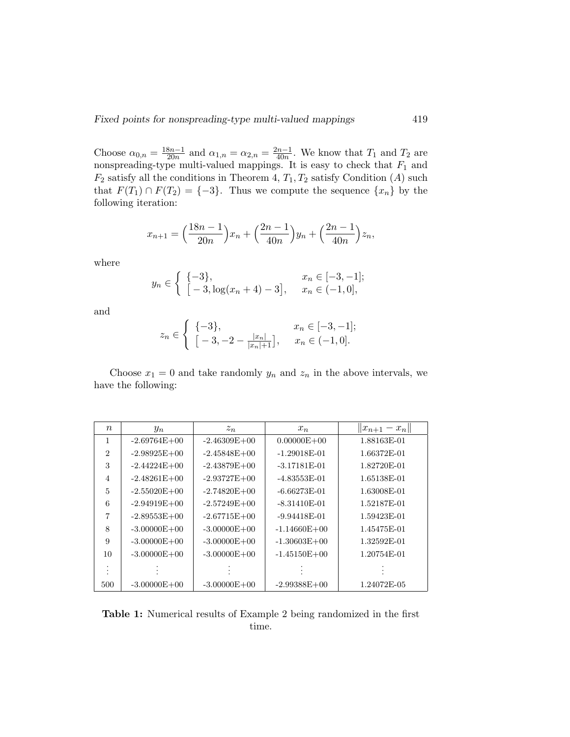Choose $\alpha_{0,n} = \frac{18n-1}{20n}$ and $\alpha_{1,n} = \alpha_{2,n} = \frac{2n-1}{40n}$. We know that $T_1$ and $T_2$ are nonspreading-type multi-valued mappings. It is easy to check that $F_1$ and $F_2$ satisfy all the conditions in Theorem 4, $T_1, T_2$ satisfy Condition $(A)$ such that $F(T_1) \cap F(T_2) = \{-3\}$. Thus we compute the sequence $\{x_n\}$ by the following iteration:

$$x_{n+1} = \Big(\frac{18n-1}{20n}\Big)x_n + \Big(\frac{2n-1}{40n}\Big)y_n + \Big(\frac{2n-1}{40n}\Big)z_n,$$

where

$$y_n \in \begin{cases} \{-3\}, & x_n \in [-3,-1]; \\ \big[-3, \log(x_n+4) - 3\big], & x_n \in (-1, 0], \end{cases}$$

and

$$z_n \in \begin{cases} \{-3\}, & x_n \in [-3,-1]; \\ \big[-3, -2 - \frac{|x_n|}{|x_n|+1}\big], & x_n \in (-1, 0]. \end{cases}$$

Choose $x_1 = 0$ and take randomly $y_n$ and $z_n$ in the above intervals, we have the following:

| $n$ | $y_n$ | $z_n$ | $x_n$ | $\|x_{n+1} - x_n\|$ |
|---|---|---|---|---|
| 1 | -2.69764E+00 | -2.46309E+00 | 0.00000E+00 | 1.88163E-01 |
| 2 | -2.98925E+00 | -2.45848E+00 | -1.29018E-01 | 1.66372E-01 |
| 3 | -2.44224E+00 | -2.43879E+00 | -3.17181E-01 | 1.82720E-01 |
| 4 | -2.48261E+00 | -2.93727E+00 | -4.83553E-01 | 1.65138E-01 |
| 5 | -2.55020E+00 | -2.74820E+00 | -6.66273E-01 | 1.63008E-01 |
| 6 | -2.94919E+00 | -2.57249E+00 | -8.31410E-01 | 1.52187E-01 |
| 7 | -2.89553E+00 | -2.67715E+00 | -9.94418E-01 | 1.59423E-01 |
| 8 | -3.00000E+00 | -3.00000E+00 | -1.14660E+00 | 1.45475E-01 |
| 9 | -3.00000E+00 | -3.00000E+00 | -1.30603E+00 | 1.32592E-01 |
| 10 | -3.00000E+00 | -3.00000E+00 | -1.45150E+00 | 1.20754E-01 |
| $\vdots$ | $\vdots$ | $\vdots$ | $\vdots$ | $\vdots$ |
| 500 | -3.00000E+00 | -3.00000E+00 | -2.99388E+00 | 1.24072E-05 |

**Table 1:** Numerical results of Example 2 being randomized in the first time.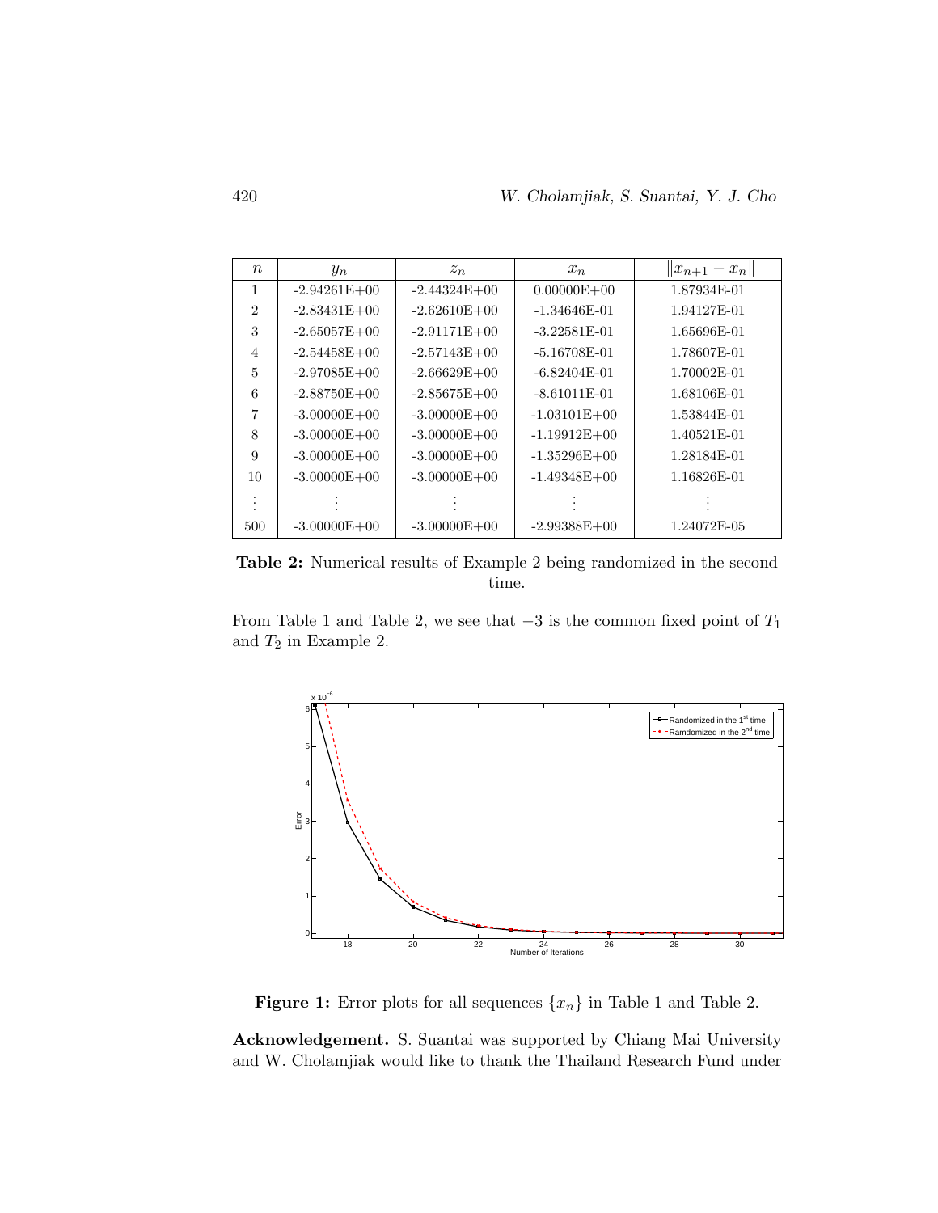| $n$ | $y_n$ | $z_n$ | $x_n$ | $\|x_{n+1} - x_n\|$ |
|---|---|---|---|---|
| 1 | -2.94261E+00 | -2.44324E+00 | 0.00000E+00 | 1.87934E-01 |
| 2 | -2.83431E+00 | -2.62610E+00 | -1.34646E-01 | 1.94127E-01 |
| 3 | -2.65057E+00 | -2.91171E+00 | -3.22581E-01 | 1.65696E-01 |
| 4 | -2.54458E+00 | -2.57143E+00 | -5.16708E-01 | 1.78607E-01 |
| 5 | -2.97085E+00 | -2.66629E+00 | -6.82404E-01 | 1.70002E-01 |
| 6 | -2.88750E+00 | -2.85675E+00 | -8.61011E-01 | 1.68106E-01 |
| 7 | -3.00000E+00 | -3.00000E+00 | -1.03101E+00 | 1.53844E-01 |
| 8 | -3.00000E+00 | -3.00000E+00 | -1.19912E+00 | 1.40521E-01 |
| 9 | -3.00000E+00 | -3.00000E+00 | -1.35296E+00 | 1.28184E-01 |
| 10 | -3.00000E+00 | -3.00000E+00 | -1.49348E+00 | 1.16826E-01 |
| ⋮ | ⋮ | ⋮ | ⋮ | ⋮ |
| 500 | -3.00000E+00 | -3.00000E+00 | -2.99388E+00 | 1.24072E-05 |

**Table 2:** Numerical results of Example 2 being randomized in the second time.

From Table 1 and Table 2, we see that $-3$ is the common fixed point of $T_1$ and $T_2$ in Example 2.

**Figure 1:** Error plots for all sequences $\{x_n\}$ in Table 1 and Table 2.

**Acknowledgement.** S. Suantai was supported by Chiang Mai University and W. Cholamjiak would like to thank the Thailand Research Fund under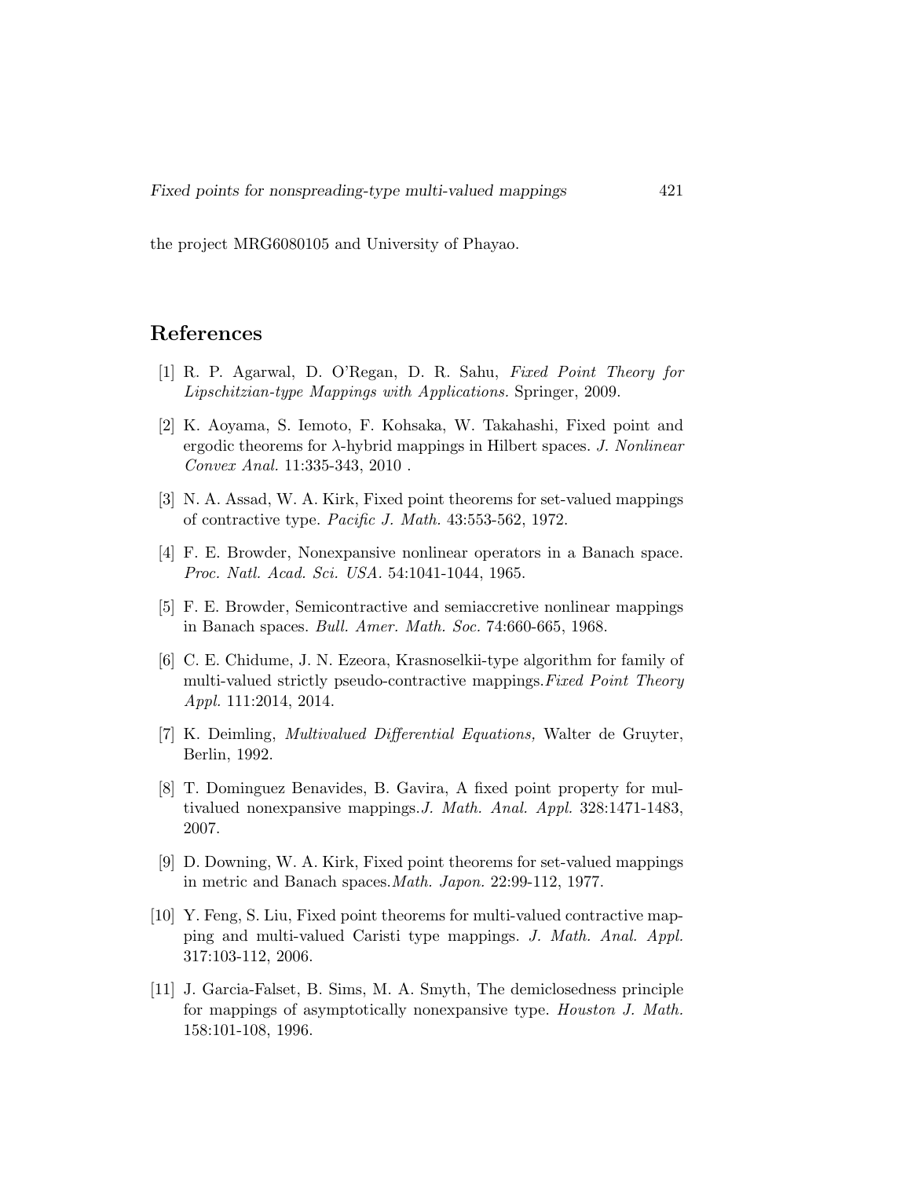the project MRG6080105 and University of Phayao.

## References

[1] R. P. Agarwal, D. O'Regan, D. R. Sahu, *Fixed Point Theory for Lipschitzian-type Mappings with Applications.* Springer, 2009.

[2] K. Aoyama, S. Iemoto, F. Kohsaka, W. Takahashi, Fixed point and ergodic theorems for $\lambda$-hybrid mappings in Hilbert spaces. *J. Nonlinear Convex Anal.* 11:335-343, 2010 .

[3] N. A. Assad, W. A. Kirk, Fixed point theorems for set-valued mappings of contractive type. *Pacific J. Math.* 43:553-562, 1972.

[4] F. E. Browder, Nonexpansive nonlinear operators in a Banach space. *Proc. Natl. Acad. Sci. USA.* 54:1041-1044, 1965.

[5] F. E. Browder, Semicontractive and semiaccretive nonlinear mappings in Banach spaces. *Bull. Amer. Math. Soc.* 74:660-665, 1968.

[6] C. E. Chidume, J. N. Ezeora, Krasnoselkii-type algorithm for family of multi-valued strictly pseudo-contractive mappings.*Fixed Point Theory Appl.* 111:2014, 2014.

[7] K. Deimling, *Multivalued Differential Equations,* Walter de Gruyter, Berlin, 1992.

[8] T. Dominguez Benavides, B. Gavira, A fixed point property for multivalued nonexpansive mappings.*J. Math. Anal. Appl.* 328:1471-1483, 2007.

[9] D. Downing, W. A. Kirk, Fixed point theorems for set-valued mappings in metric and Banach spaces.*Math. Japon.* 22:99-112, 1977.

[10] Y. Feng, S. Liu, Fixed point theorems for multi-valued contractive mapping and multi-valued Caristi type mappings. *J. Math. Anal. Appl.* 317:103-112, 2006.

[11] J. Garcia-Falset, B. Sims, M. A. Smyth, The demiclosedness principle for mappings of asymptotically nonexpansive type. *Houston J. Math.* 158:101-108, 1996.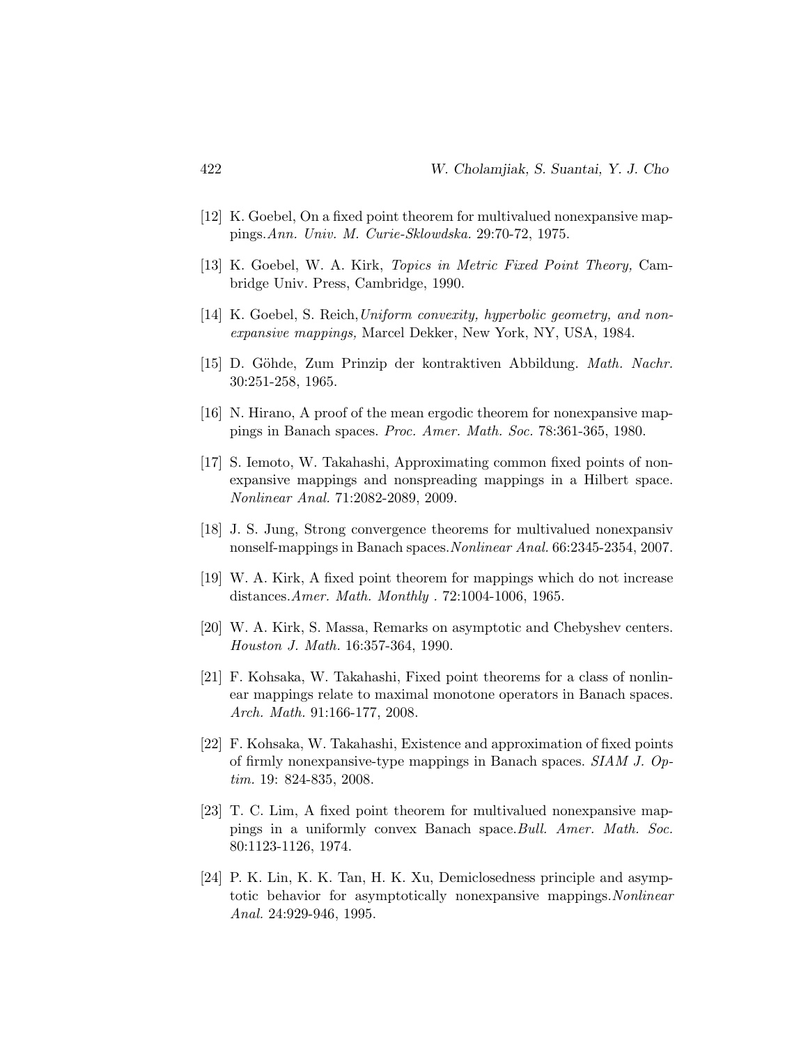[12] K. Goebel, On a fixed point theorem for multivalued nonexpansive mappings.*Ann. Univ. M. Curie-Sklowdska.* 29:70-72, 1975.

[13] K. Goebel, W. A. Kirk, *Topics in Metric Fixed Point Theory,* Cambridge Univ. Press, Cambridge, 1990.

[14] K. Goebel, S. Reich,*Uniform convexity, hyperbolic geometry, and nonexpansive mappings,* Marcel Dekker, New York, NY, USA, 1984.

[15] D. Göhde, Zum Prinzip der kontraktiven Abbildung. *Math. Nachr.* 30:251-258, 1965.

[16] N. Hirano, A proof of the mean ergodic theorem for nonexpansive mappings in Banach spaces. *Proc. Amer. Math. Soc.* 78:361-365, 1980.

[17] S. Iemoto, W. Takahashi, Approximating common fixed points of nonexpansive mappings and nonspreading mappings in a Hilbert space. *Nonlinear Anal.* 71:2082-2089, 2009.

[18] J. S. Jung, Strong convergence theorems for multivalued nonexpansiv nonself-mappings in Banach spaces.*Nonlinear Anal.* 66:2345-2354, 2007.

[19] W. A. Kirk, A fixed point theorem for mappings which do not increase distances.*Amer. Math. Monthly* . 72:1004-1006, 1965.

[20] W. A. Kirk, S. Massa, Remarks on asymptotic and Chebyshev centers. *Houston J. Math.* 16:357-364, 1990.

[21] F. Kohsaka, W. Takahashi, Fixed point theorems for a class of nonlinear mappings relate to maximal monotone operators in Banach spaces. *Arch. Math.* 91:166-177, 2008.

[22] F. Kohsaka, W. Takahashi, Existence and approximation of fixed points of firmly nonexpansive-type mappings in Banach spaces. *SIAM J. Optim.* 19: 824-835, 2008.

[23] T. C. Lim, A fixed point theorem for multivalued nonexpansive mappings in a uniformly convex Banach space.*Bull. Amer. Math. Soc.* 80:1123-1126, 1974.

[24] P. K. Lin, K. K. Tan, H. K. Xu, Demiclosedness principle and asymptotic behavior for asymptotically nonexpansive mappings.*Nonlinear Anal.* 24:929-946, 1995.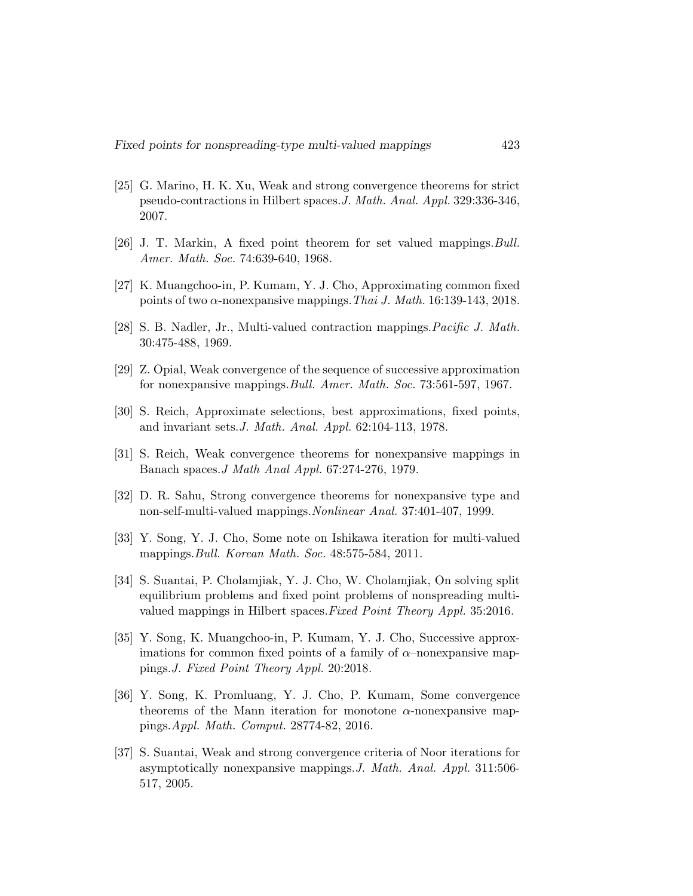[25] G. Marino, H. K. Xu, Weak and strong convergence theorems for strict pseudo-contractions in Hilbert spaces.*J. Math. Anal. Appl.* 329:336-346, 2007.

[26] J. T. Markin, A fixed point theorem for set valued mappings.*Bull. Amer. Math. Soc.* 74:639-640, 1968.

[27] K. Muangchoo-in, P. Kumam, Y. J. Cho, Approximating common fixed points of two $\alpha$-nonexpansive mappings.*Thai J. Math.* 16:139-143, 2018.

[28] S. B. Nadler, Jr., Multi-valued contraction mappings.*Pacific J. Math.* 30:475-488, 1969.

[29] Z. Opial, Weak convergence of the sequence of successive approximation for nonexpansive mappings.*Bull. Amer. Math. Soc.* 73:561-597, 1967.

[30] S. Reich, Approximate selections, best approximations, fixed points, and invariant sets.*J. Math. Anal. Appl.* 62:104-113, 1978.

[31] S. Reich, Weak convergence theorems for nonexpansive mappings in Banach spaces.*J Math Anal Appl.* 67:274-276, 1979.

[32] D. R. Sahu, Strong convergence theorems for nonexpansive type and non-self-multi-valued mappings.*Nonlinear Anal.* 37:401-407, 1999.

[33] Y. Song, Y. J. Cho, Some note on Ishikawa iteration for multi-valued mappings.*Bull. Korean Math. Soc.* 48:575-584, 2011.

[34] S. Suantai, P. Cholamjiak, Y. J. Cho, W. Cholamjiak, On solving split equilibrium problems and fixed point problems of nonspreading multi-valued mappings in Hilbert spaces.*Fixed Point Theory Appl.* 35:2016.

[35] Y. Song, K. Muangchoo-in, P. Kumam, Y. J. Cho, Successive approximations for common fixed points of a family of $\alpha$–nonexpansive mappings.*J. Fixed Point Theory Appl.* 20:2018.

[36] Y. Song, K. Promluang, Y. J. Cho, P. Kumam, Some convergence theorems of the Mann iteration for monotone $\alpha$-nonexpansive mappings.*Appl. Math. Comput.* 28774-82, 2016.

[37] S. Suantai, Weak and strong convergence criteria of Noor iterations for asymptotically nonexpansive mappings.*J. Math. Anal. Appl.* 311:506-517, 2005.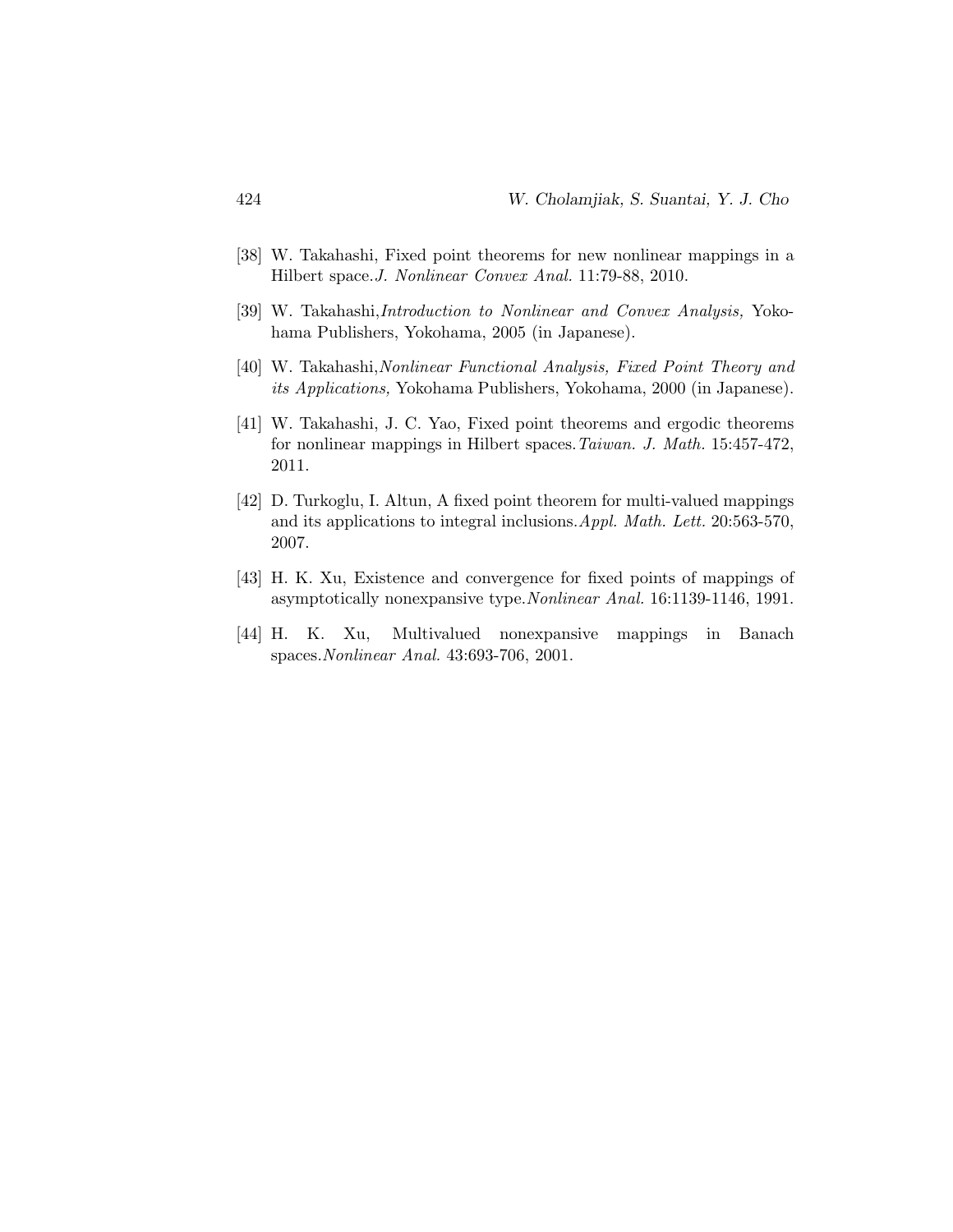[38] W. Takahashi, Fixed point theorems for new nonlinear mappings in a Hilbert space. *J. Nonlinear Convex Anal.* 11:79-88, 2010.

[39] W. Takahashi, *Introduction to Nonlinear and Convex Analysis,* Yokohama Publishers, Yokohama, 2005 (in Japanese).

[40] W. Takahashi, *Nonlinear Functional Analysis, Fixed Point Theory and its Applications,* Yokohama Publishers, Yokohama, 2000 (in Japanese).

[41] W. Takahashi, J. C. Yao, Fixed point theorems and ergodic theorems for nonlinear mappings in Hilbert spaces. *Taiwan. J. Math.* 15:457-472, 2011.

[42] D. Turkoglu, I. Altun, A fixed point theorem for multi-valued mappings and its applications to integral inclusions. *Appl. Math. Lett.* 20:563-570, 2007.

[43] H. K. Xu, Existence and convergence for fixed points of mappings of asymptotically nonexpansive type. *Nonlinear Anal.* 16:1139-1146, 1991.

[44] H. K. Xu, Multivalued nonexpansive mappings in Banach spaces. *Nonlinear Anal.* 43:693-706, 2001.